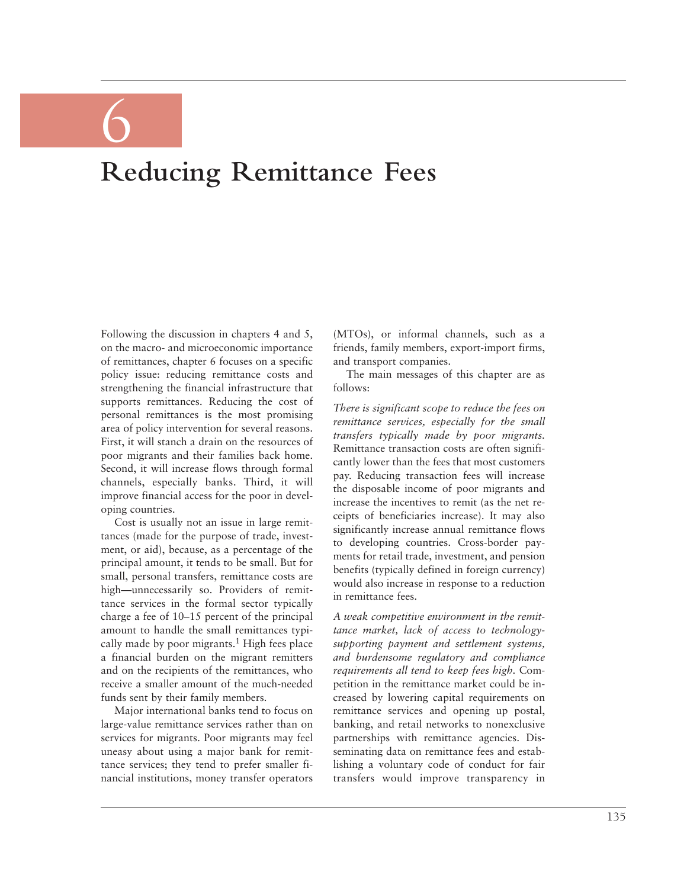# 6

# Reducing Remittance Fees

Following the discussion in chapters 4 and 5, on the macro- and microeconomic importance of remittances, chapter 6 focuses on a specific policy issue: reducing remittance costs and strengthening the financial infrastructure that supports remittances. Reducing the cost of personal remittances is the most promising area of policy intervention for several reasons. First, it will stanch a drain on the resources of poor migrants and their families back home. Second, it will increase flows through formal channels, especially banks. Third, it will improve financial access for the poor in developing countries.

Cost is usually not an issue in large remittances (made for the purpose of trade, investment, or aid), because, as a percentage of the principal amount, it tends to be small. But for small, personal transfers, remittance costs are high—unnecessarily so. Providers of remittance services in the formal sector typically charge a fee of 10–15 percent of the principal amount to handle the small remittances typically made by poor migrants.[1] High fees place a financial burden on the migrant remitters and on the recipients of the remittances, who receive a smaller amount of the much-needed funds sent by their family members.

Major international banks tend to focus on large-value remittance services rather than on services for migrants. Poor migrants may feel uneasy about using a major bank for remittance services; they tend to prefer smaller financial institutions, money transfer operators (MTOs), or informal channels, such as a friends, family members, export-import firms, and transport companies.

The main messages of this chapter are as follows:

*There is significant scope to reduce the fees on remittance services, especially for the small transfers typically made by poor migrants.* Remittance transaction costs are often significantly lower than the fees that most customers pay. Reducing transaction fees will increase the disposable income of poor migrants and increase the incentives to remit (as the net receipts of beneficiaries increase). It may also significantly increase annual remittance flows to developing countries. Cross-border payments for retail trade, investment, and pension benefits (typically defined in foreign currency) would also increase in response to a reduction in remittance fees.

*A weak competitive environment in the remittance market, lack of access to technology-supporting payment and settlement systems, and burdensome regulatory and compliance requirements all tend to keep fees high.* Competition in the remittance market could be increased by lowering capital requirements on remittance services and opening up postal, banking, and retail networks to nonexclusive partnerships with remittance agencies. Disseminating data on remittance fees and establishing a voluntary code of conduct for fair transfers would improve transparency in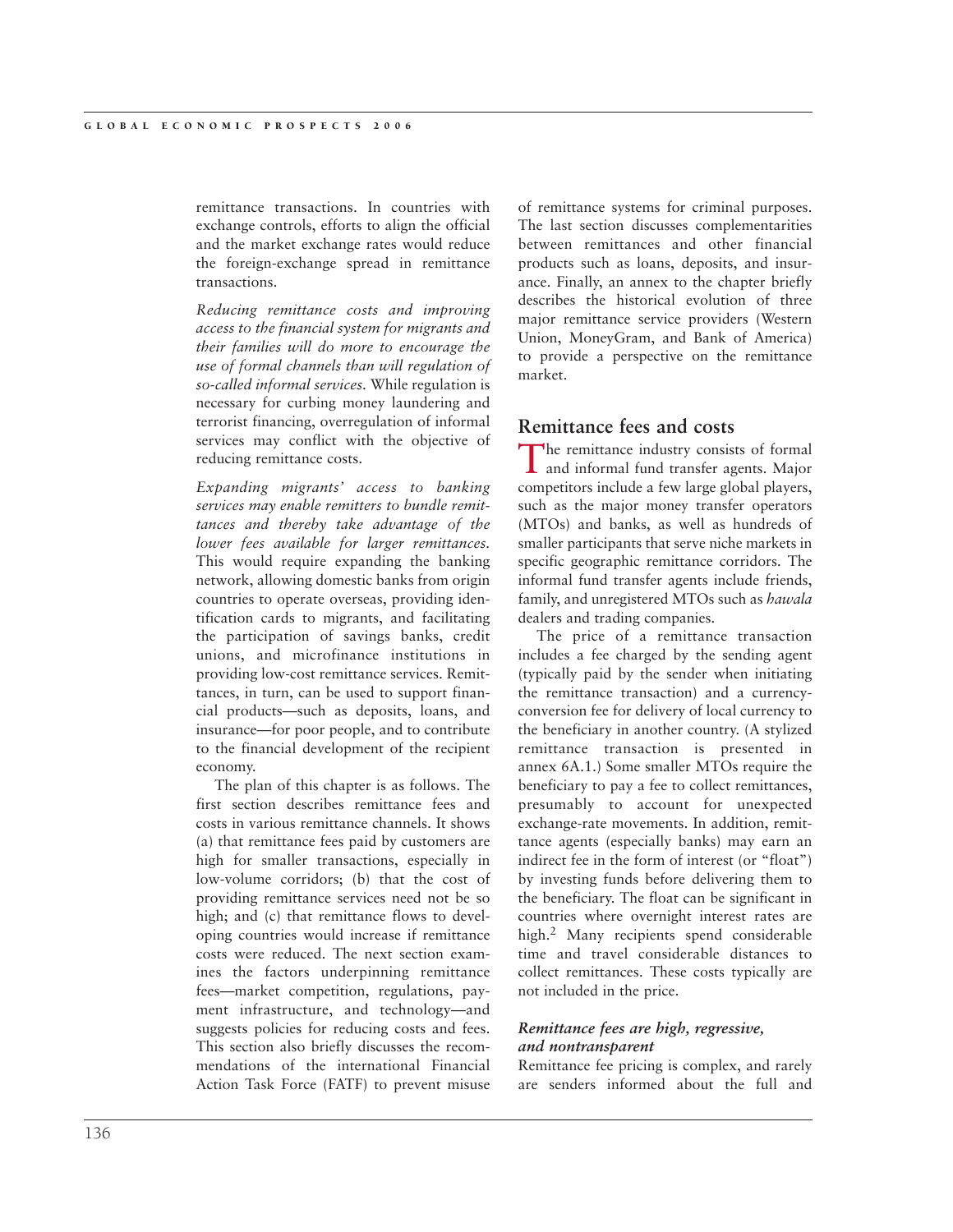remittance transactions. In countries with exchange controls, efforts to align the official and the market exchange rates would reduce the foreign-exchange spread in remittance transactions.

*Reducing remittance costs and improving access to the financial system for migrants and their families will do more to encourage the use of formal channels than will regulation of so-called informal services.* While regulation is necessary for curbing money laundering and terrorist financing, overregulation of informal services may conflict with the objective of reducing remittance costs.

*Expanding migrants' access to banking services may enable remitters to bundle remittances and thereby take advantage of the lower fees available for larger remittances.* This would require expanding the banking network, allowing domestic banks from origin countries to operate overseas, providing identification cards to migrants, and facilitating the participation of savings banks, credit unions, and microfinance institutions in providing low-cost remittance services. Remittances, in turn, can be used to support financial products—such as deposits, loans, and insurance—for poor people, and to contribute to the financial development of the recipient economy.

The plan of this chapter is as follows. The first section describes remittance fees and costs in various remittance channels. It shows (a) that remittance fees paid by customers are high for smaller transactions, especially in low-volume corridors; (b) that the cost of providing remittance services need not be so high; and (c) that remittance flows to developing countries would increase if remittance costs were reduced. The next section examines the factors underpinning remittance fees—market competition, regulations, payment infrastructure, and technology—and suggests policies for reducing costs and fees. This section also briefly discusses the recommendations of the international Financial Action Task Force (FATF) to prevent misuse of remittance systems for criminal purposes. The last section discusses complementarities between remittances and other financial products such as loans, deposits, and insurance. Finally, an annex to the chapter briefly describes the historical evolution of three major remittance service providers (Western Union, MoneyGram, and Bank of America) to provide a perspective on the remittance market.

## Remittance fees and costs

The remittance industry consists of formal and informal fund transfer agents. Major competitors include a few large global players, such as the major money transfer operators (MTOs) and banks, as well as hundreds of smaller participants that serve niche markets in specific geographic remittance corridors. The informal fund transfer agents include friends, family, and unregistered MTOs such as *hawala* dealers and trading companies.

The price of a remittance transaction includes a fee charged by the sending agent (typically paid by the sender when initiating the remittance transaction) and a currency-conversion fee for delivery of local currency to the beneficiary in another country. (A stylized remittance transaction is presented in annex 6A.1.) Some smaller MTOs require the beneficiary to pay a fee to collect remittances, presumably to account for unexpected exchange-rate movements. In addition, remittance agents (especially banks) may earn an indirect fee in the form of interest (or "float") by investing funds before delivering them to the beneficiary. The float can be significant in countries where overnight interest rates are high.[2] Many recipients spend considerable time and travel considerable distances to collect remittances. These costs typically are not included in the price.

### *Remittance fees are high, regressive, and nontransparent*

Remittance fee pricing is complex, and rarely are senders informed about the full and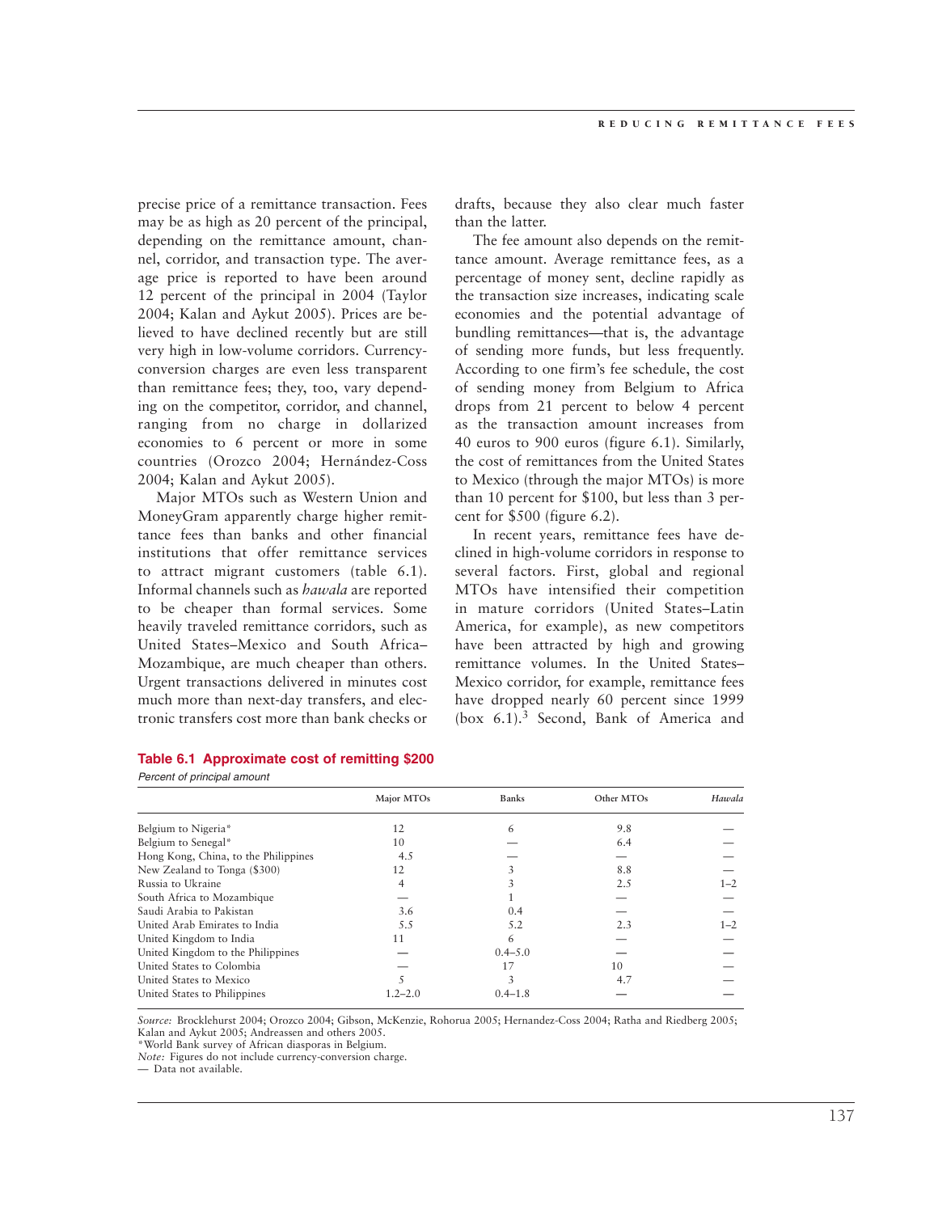precise price of a remittance transaction. Fees may be as high as 20 percent of the principal, depending on the remittance amount, channel, corridor, and transaction type. The average price is reported to have been around 12 percent of the principal in 2004 (Taylor 2004; Kalan and Aykut 2005). Prices are believed to have declined recently but are still very high in low-volume corridors. Currency-conversion charges are even less transparent than remittance fees; they, too, vary depending on the competitor, corridor, and channel, ranging from no charge in dollarized economies to 6 percent or more in some countries (Orozco 2004; Hernández-Coss 2004; Kalan and Aykut 2005).

Major MTOs such as Western Union and MoneyGram apparently charge higher remittance fees than banks and other financial institutions that offer remittance services to attract migrant customers (table 6.1). Informal channels such as *hawala* are reported to be cheaper than formal services. Some heavily traveled remittance corridors, such as United States–Mexico and South Africa–Mozambique, are much cheaper than others. Urgent transactions delivered in minutes cost much more than next-day transfers, and electronic transfers cost more than bank checks or drafts, because they also clear much faster than the latter.

The fee amount also depends on the remittance amount. Average remittance fees, as a percentage of money sent, decline rapidly as the transaction size increases, indicating scale economies and the potential advantage of bundling remittances—that is, the advantage of sending more funds, but less frequently. According to one firm's fee schedule, the cost of sending money from Belgium to Africa drops from 21 percent to below 4 percent as the transaction amount increases from 40 euros to 900 euros (figure 6.1). Similarly, the cost of remittances from the United States to Mexico (through the major MTOs) is more than 10 percent for \$100, but less than 3 percent for \$500 (figure 6.2).

In recent years, remittance fees have declined in high-volume corridors in response to several factors. First, global and regional MTOs have intensified their competition in mature corridors (United States–Latin America, for example), as new competitors have been attracted by high and growing remittance volumes. In the United States–Mexico corridor, for example, remittance fees have dropped nearly 60 percent since 1999 (box 6.1).[3] Second, Bank of America and

**Table 6.1 Approximate cost of remitting \$200**

*Percent of principal amount*

| | Major MTOs | Banks | Other MTOs | *Hawala* |
|---|---|---|---|---|
| Belgium to Nigeria* | 12 | 6 | 9.8 | — |
| Belgium to Senegal* | 10 | — | 6.4 | — |
| Hong Kong, China, to the Philippines | 4.5 | — | — | — |
| New Zealand to Tonga (\$300) | 12 | 3 | 8.8 | — |
| Russia to Ukraine | 4 | 3 | 2.5 | 1–2 |
| South Africa to Mozambique | — | 1 | — | — |
| Saudi Arabia to Pakistan | 3.6 | 0.4 | — | — |
| United Arab Emirates to India | 5.5 | 5.2 | 2.3 | 1–2 |
| United Kingdom to India | 11 | 6 | — | — |
| United Kingdom to the Philippines | — | 0.4–5.0 | — | — |
| United States to Colombia | — | 17 | 10 | — |
| United States to Mexico | 5 | 3 | 4.7 | — |
| United States to Philippines | 1.2–2.0 | 0.4–1.8 | — | — |

*Source:* Brocklehurst 2004; Orozco 2004; Gibson, McKenzie, Rohorua 2005; Hernandez-Coss 2004; Ratha and Riedberg 2005; Kalan and Aykut 2005; Andreassen and others 2005.
*World Bank survey of African diasporas in Belgium.
*Note:* Figures do not include currency-conversion charge.
— Data not available.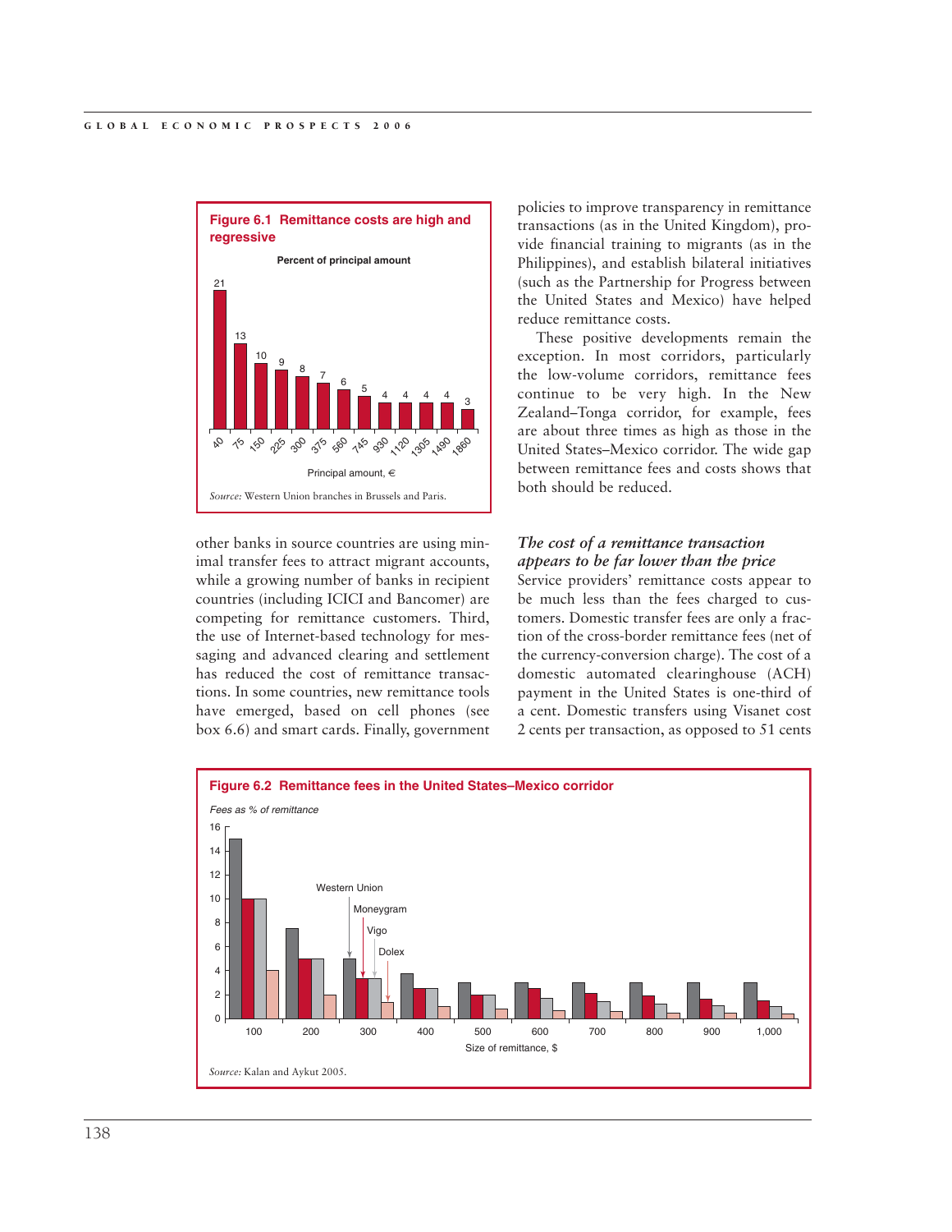**Figure 6.1 Remittance costs are high and regressive**

Percent of principal amount

| Principal amount, € | 40 | 75 | 150 | 225 | 300 | 375 | 560 | 745 | 930 | 1120 | 1305 | 1490 | 1860 |
|---|---|---|---|---|---|---|---|---|---|---|---|---|---|
| Percent of principal amount | 21 | 13 | 10 | 9 | 8 | 7 | 6 | 5 | 4 | 4 | 4 | 4 | 3 |

*Source:* Western Union branches in Brussels and Paris.

other banks in source countries are using minimal transfer fees to attract migrant accounts, while a growing number of banks in recipient countries (including ICICI and Bancomer) are competing for remittance customers. Third, the use of Internet-based technology for messaging and advanced clearing and settlement has reduced the cost of remittance transactions. In some countries, new remittance tools have emerged, based on cell phones (see box 6.6) and smart cards. Finally, government policies to improve transparency in remittance transactions (as in the United Kingdom), provide financial training to migrants (as in the Philippines), and establish bilateral initiatives (such as the Partnership for Progress between the United States and Mexico) have helped reduce remittance costs.

These positive developments remain the exception. In most corridors, particularly the low-volume corridors, remittance fees continue to be very high. In the New Zealand–Tonga corridor, for example, fees are about three times as high as those in the United States–Mexico corridor. The wide gap between remittance fees and costs shows that both should be reduced.

### *The cost of a remittance transaction appears to be far lower than the price*

Service providers' remittance costs appear to be much less than the fees charged to customers. Domestic transfer fees are only a fraction of the cross-border remittance fees (net of the currency-conversion charge). The cost of a domestic automated clearinghouse (ACH) payment in the United States is one-third of a cent. Domestic transfers using Visanet cost 2 cents per transaction, as opposed to 51 cents

**Figure 6.2 Remittance fees in the United States–Mexico corridor**

*Fees as % of remittance* (y-axis 0–16); Size of remittance, $ (x-axis: 100, 200, 300, 400, 500, 600, 700, 800, 900, 1,000). Series: Western Union, Moneygram, Vigo, Dolex.

*Source:* Kalan and Aykut 2005.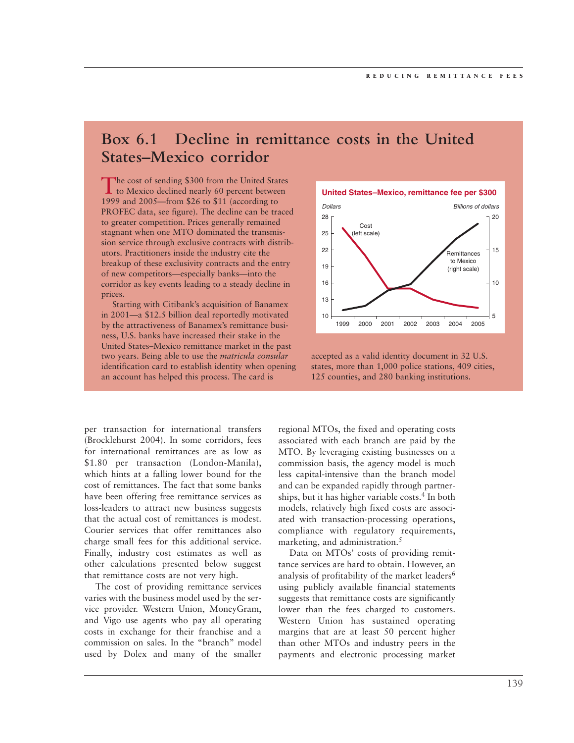## Box 6.1 Decline in remittance costs in the United States–Mexico corridor

The cost of sending $300 from the United States to Mexico declined nearly 60 percent between 1999 and 2005—from $26 to $11 (according to PROFEC data, see figure). The decline can be traced to greater competition. Prices generally remained stagnant when one MTO dominated the transmission service through exclusive contracts with distributors. Practitioners inside the industry cite the breakup of these exclusivity contracts and the entry of new competitors—especially banks—into the corridor as key events leading to a steady decline in prices.

Starting with Citibank's acquisition of Banamex in 2001—a $12.5 billion deal reportedly motivated by the attractiveness of Banamex's remittance business, U.S. banks have increased their stake in the United States–Mexico remittance market in the past two years. Being able to use the *matricula consular* identification card to establish identity when opening an account has helped this process. The card is accepted as a valid identity document in 32 U.S. states, more than 1,000 police stations, 409 cities, 125 counties, and 280 banking institutions.

**United States–Mexico, remittance fee per $300**

Dollars (left scale: Cost); Billions of dollars (right scale: Remittances to Mexico)

---

per transaction for international transfers (Brocklehurst 2004). In some corridors, fees for international remittances are as low as $1.80 per transaction (London-Manila), which hints at a falling lower bound for the cost of remittances. The fact that some banks have been offering free remittance services as loss-leaders to attract new business suggests that the actual cost of remittances is modest. Courier services that offer remittances also charge small fees for this additional service. Finally, industry cost estimates as well as other calculations presented below suggest that remittance costs are not very high.

The cost of providing remittance services varies with the business model used by the service provider. Western Union, MoneyGram, and Vigo use agents who pay all operating costs in exchange for their franchise and a commission on sales. In the "branch" model used by Dolex and many of the smaller regional MTOs, the fixed and operating costs associated with each branch are paid by the MTO. By leveraging existing businesses on a commission basis, the agency model is much less capital-intensive than the branch model and can be expanded rapidly through partnerships, but it has higher variable costs.[4] In both models, relatively high fixed costs are associated with transaction-processing operations, compliance with regulatory requirements, marketing, and administration.[5]

Data on MTOs' costs of providing remittance services are hard to obtain. However, an analysis of profitability of the market leaders[6] using publicly available financial statements suggests that remittance costs are significantly lower than the fees charged to customers. Western Union has sustained operating margins that are at least 50 percent higher than other MTOs and industry peers in the payments and electronic processing market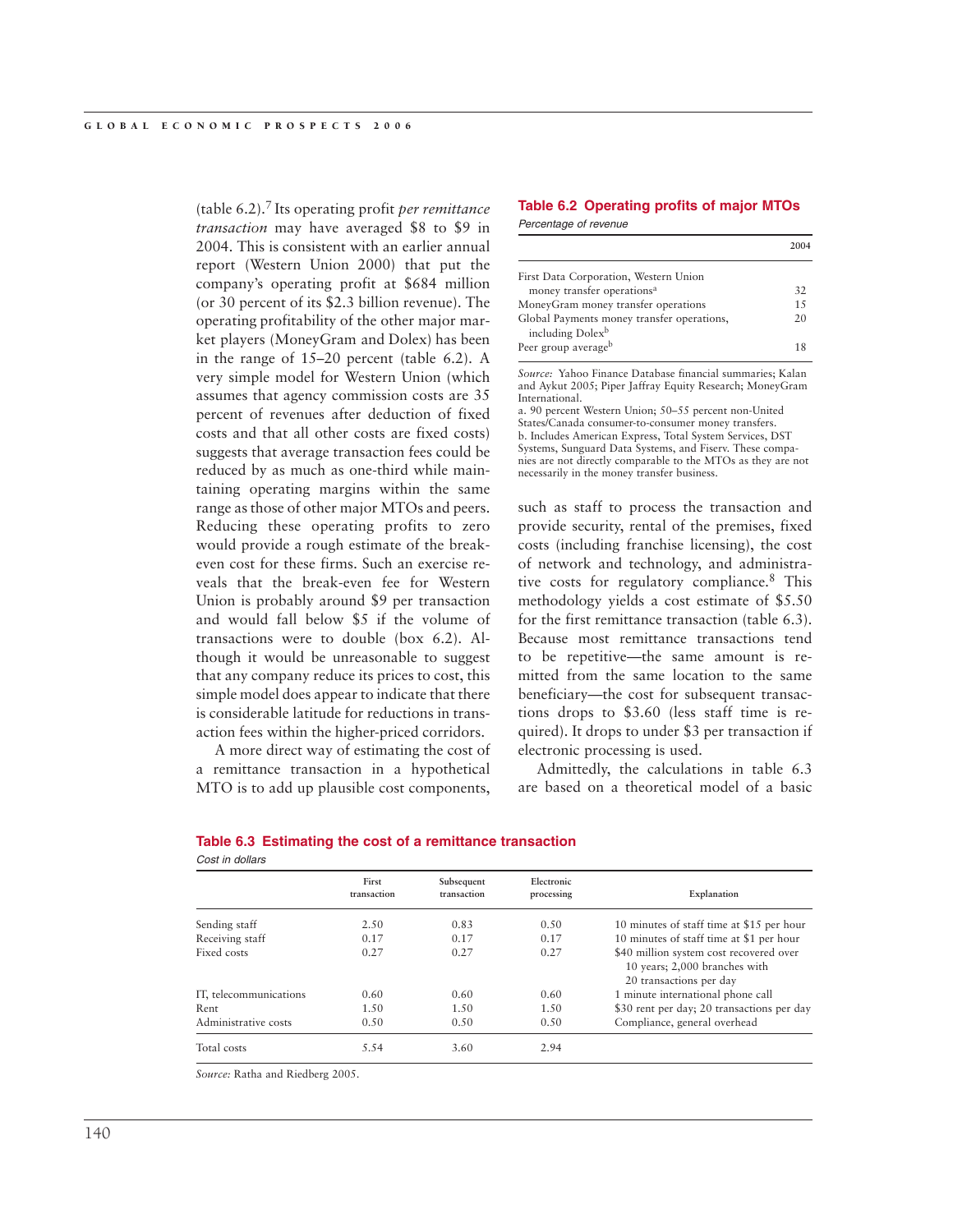(table 6.2).[7] Its operating profit *per remittance transaction* may have averaged $8 to $9 in 2004. This is consistent with an earlier annual report (Western Union 2000) that put the company's operating profit at $684 million (or 30 percent of its $2.3 billion revenue). The operating profitability of the other major market players (MoneyGram and Dolex) has been in the range of 15–20 percent (table 6.2). A very simple model for Western Union (which assumes that agency commission costs are 35 percent of revenues after deduction of fixed costs and that all other costs are fixed costs) suggests that average transaction fees could be reduced by as much as one-third while maintaining operating margins within the same range as those of other major MTOs and peers. Reducing these operating profits to zero would provide a rough estimate of the break-even cost for these firms. Such an exercise reveals that the break-even fee for Western Union is probably around $9 per transaction and would fall below $5 if the volume of transactions were to double (box 6.2). Although it would be unreasonable to suggest that any company reduce its prices to cost, this simple model does appear to indicate that there is considerable latitude for reductions in transaction fees within the higher-priced corridors.

**Table 6.2 Operating profits of major MTOs**

*Percentage of revenue*

| | 2004 |
|---|---|
| First Data Corporation, Western Union money transfer operations[a] | 32 |
| MoneyGram money transfer operations | 15 |
| Global Payments money transfer operations, including Dolex[b] | 20 |
| Peer group average[b] | 18 |

*Source:* Yahoo Finance Database financial summaries; Kalan and Aykut 2005; Piper Jaffray Equity Research; MoneyGram International.

a. 90 percent Western Union; 50–55 percent non-United States/Canada consumer-to-consumer money transfers.

b. Includes American Express, Total System Services, DST Systems, Sunguard Data Systems, and Fiserv. These companies are not directly comparable to the MTOs as they are not necessarily in the money transfer business.

A more direct way of estimating the cost of a remittance transaction in a hypothetical MTO is to add up plausible cost components, such as staff to process the transaction and provide security, rental of the premises, fixed costs (including franchise licensing), the cost of network and technology, and administrative costs for regulatory compliance.[8] This methodology yields a cost estimate of $5.50 for the first remittance transaction (table 6.3). Because most remittance transactions tend to be repetitive—the same amount is remitted from the same location to the same beneficiary—the cost for subsequent transactions drops to $3.60 (less staff time is required). It drops to under $3 per transaction if electronic processing is used.

Admittedly, the calculations in table 6.3 are based on a theoretical model of a basic

**Table 6.3 Estimating the cost of a remittance transaction**

*Cost in dollars*

| | First transaction | Subsequent transaction | Electronic processing | Explanation |
|---|---|---|---|---|
| Sending staff | 2.50 | 0.83 | 0.50 | 10 minutes of staff time at $15 per hour |
| Receiving staff | 0.17 | 0.17 | 0.17 | 10 minutes of staff time at $1 per hour |
| Fixed costs | 0.27 | 0.27 | 0.27 | $40 million system cost recovered over 10 years; 2,000 branches with 20 transactions per day |
| IT, telecommunications | 0.60 | 0.60 | 0.60 | 1 minute international phone call |
| Rent | 1.50 | 1.50 | 1.50 | $30 rent per day; 20 transactions per day |
| Administrative costs | 0.50 | 0.50 | 0.50 | Compliance, general overhead |
| Total costs | 5.54 | 3.60 | 2.94 | |

*Source:* Ratha and Riedberg 2005.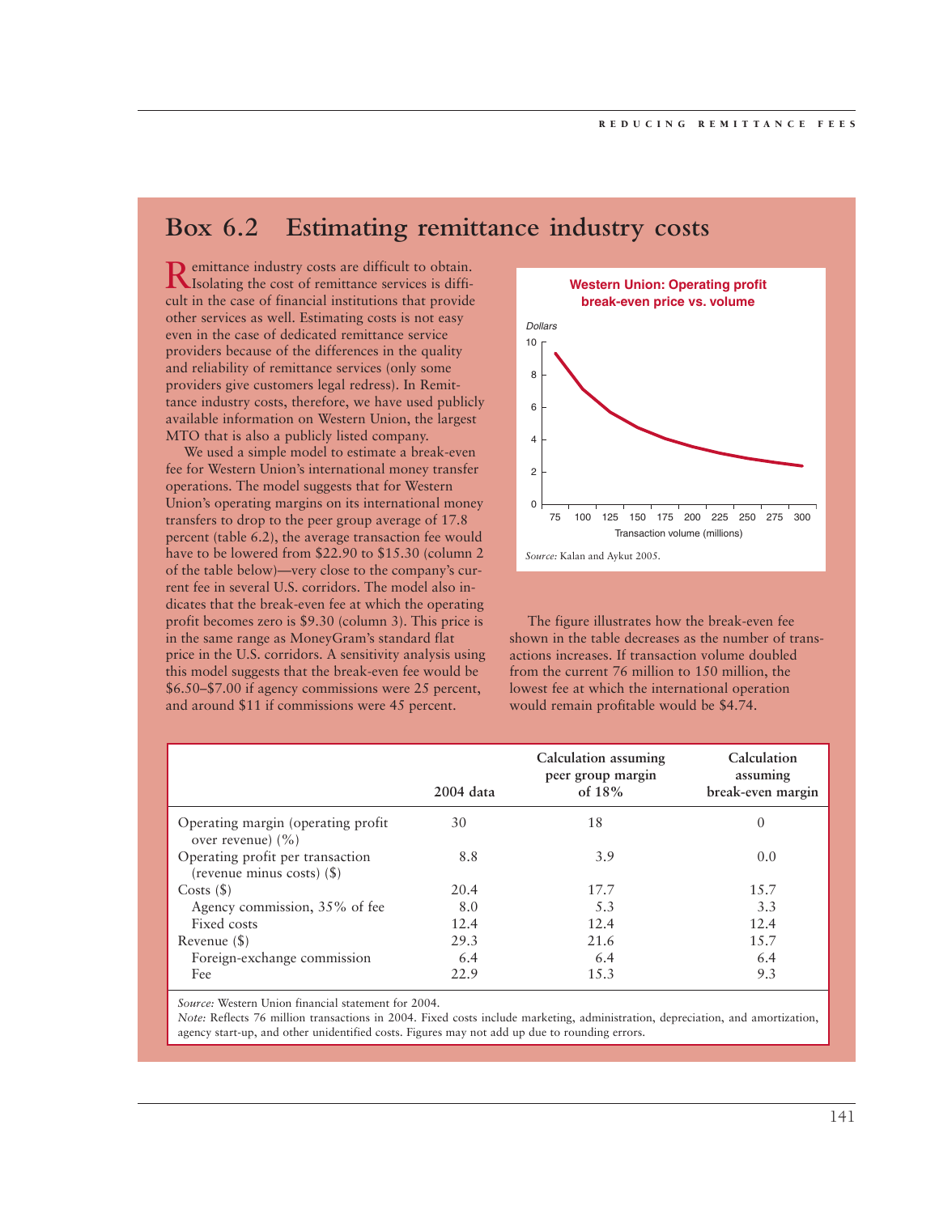## Box 6.2 Estimating remittance industry costs

Remittance industry costs are difficult to obtain. Isolating the cost of remittance services is difficult in the case of financial institutions that provide other services as well. Estimating costs is not easy even in the case of dedicated remittance service providers because of the differences in the quality and reliability of remittance services (only some providers give customers legal redress). In Remittance industry costs, therefore, we have used publicly available information on Western Union, the largest MTO that is also a publicly listed company.

We used a simple model to estimate a break-even fee for Western Union's international money transfer operations. The model suggests that for Western Union's operating margins on its international money transfers to drop to the peer group average of 17.8 percent (table 6.2), the average transaction fee would have to be lowered from $22.90 to $15.30 (column 2 of the table below)—very close to the company's current fee in several U.S. corridors. The model also indicates that the break-even fee at which the operating profit becomes zero is $9.30 (column 3). This price is in the same range as MoneyGram's standard flat price in the U.S. corridors. A sensitivity analysis using this model suggests that the break-even fee would be $6.50–$7.00 if agency commissions were 25 percent, and around $11 if commissions were 45 percent.

**Western Union: Operating profit break-even price vs. volume**

*Source:* Kalan and Aykut 2005.

The figure illustrates how the break-even fee shown in the table decreases as the number of transactions increases. If transaction volume doubled from the current 76 million to 150 million, the lowest fee at which the international operation would remain profitable would be $4.74.

| | 2004 data | Calculation assuming peer group margin of 18% | Calculation assuming break-even margin |
|---|---|---|---|
| Operating margin (operating profit over revenue) (%) | 30 | 18 | 0 |
| Operating profit per transaction (revenue minus costs) ($) | 8.8 | 3.9 | 0.0 |
| Costs ($) | 20.4 | 17.7 | 15.7 |
| Agency commission, 35% of fee | 8.0 | 5.3 | 3.3 |
| Fixed costs | 12.4 | 12.4 | 12.4 |
| Revenue ($) | 29.3 | 21.6 | 15.7 |
| Foreign-exchange commission | 6.4 | 6.4 | 6.4 |
| Fee | 22.9 | 15.3 | 9.3 |

*Source:* Western Union financial statement for 2004.

*Note:* Reflects 76 million transactions in 2004. Fixed costs include marketing, administration, depreciation, and amortization, agency start-up, and other unidentified costs. Figures may not add up due to rounding errors.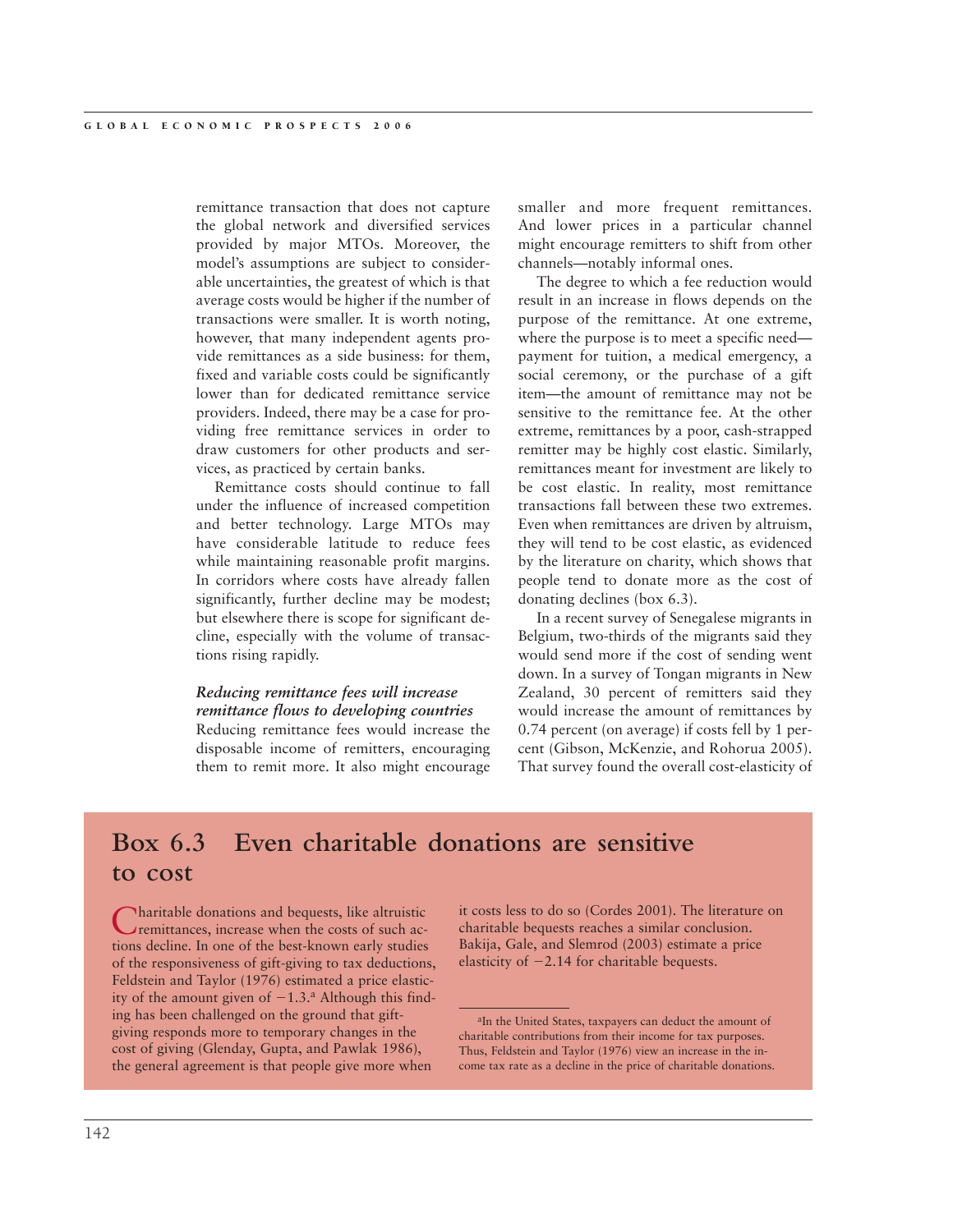remittance transaction that does not capture the global network and diversified services provided by major MTOs. Moreover, the model's assumptions are subject to considerable uncertainties, the greatest of which is that average costs would be higher if the number of transactions were smaller. It is worth noting, however, that many independent agents provide remittances as a side business: for them, fixed and variable costs could be significantly lower than for dedicated remittance service providers. Indeed, there may be a case for providing free remittance services in order to draw customers for other products and services, as practiced by certain banks.

Remittance costs should continue to fall under the influence of increased competition and better technology. Large MTOs may have considerable latitude to reduce fees while maintaining reasonable profit margins. In corridors where costs have already fallen significantly, further decline may be modest; but elsewhere there is scope for significant decline, especially with the volume of transactions rising rapidly.

***Reducing remittance fees will increase remittance flows to developing countries***

Reducing remittance fees would increase the disposable income of remitters, encouraging them to remit more. It also might encourage smaller and more frequent remittances. And lower prices in a particular channel might encourage remitters to shift from other channels—notably informal ones.

The degree to which a fee reduction would result in an increase in flows depends on the purpose of the remittance. At one extreme, where the purpose is to meet a specific need—payment for tuition, a medical emergency, a social ceremony, or the purchase of a gift item—the amount of remittance may not be sensitive to the remittance fee. At the other extreme, remittances by a poor, cash-strapped remitter may be highly cost elastic. Similarly, remittances meant for investment are likely to be cost elastic. In reality, most remittance transactions fall between these two extremes. Even when remittances are driven by altruism, they will tend to be cost elastic, as evidenced by the literature on charity, which shows that people tend to donate more as the cost of donating declines (box 6.3).

In a recent survey of Senegalese migrants in Belgium, two-thirds of the migrants said they would send more if the cost of sending went down. In a survey of Tongan migrants in New Zealand, 30 percent of remitters said they would increase the amount of remittances by 0.74 percent (on average) if costs fell by 1 percent (Gibson, McKenzie, and Rohorua 2005). That survey found the overall cost-elasticity of

## Box 6.3 Even charitable donations are sensitive to cost

Charitable donations and bequests, like altruistic remittances, increase when the costs of such actions decline. In one of the best-known early studies of the responsiveness of gift-giving to tax deductions, Feldstein and Taylor (1976) estimated a price elasticity of the amount given of −1.3.[a] Although this finding has been challenged on the ground that gift-giving responds more to temporary changes in the cost of giving (Glenday, Gupta, and Pawlak 1986), the general agreement is that people give more when it costs less to do so (Cordes 2001). The literature on charitable bequests reaches a similar conclusion. Bakija, Gale, and Slemrod (2003) estimate a price elasticity of −2.14 for charitable bequests.

[a] In the United States, taxpayers can deduct the amount of charitable contributions from their income for tax purposes. Thus, Feldstein and Taylor (1976) view an increase in the income tax rate as a decline in the price of charitable donations.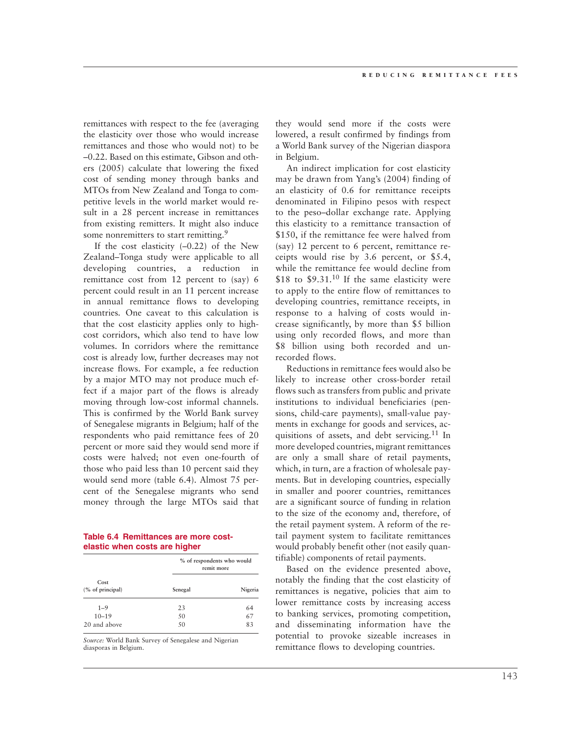remittances with respect to the fee (averaging the elasticity over those who would increase remittances and those who would not) to be –0.22. Based on this estimate, Gibson and others (2005) calculate that lowering the fixed cost of sending money through banks and MTOs from New Zealand and Tonga to competitive levels in the world market would result in a 28 percent increase in remittances from existing remitters. It might also induce some nonremitters to start remitting.[9]

If the cost elasticity (–0.22) of the New Zealand–Tonga study were applicable to all developing countries, a reduction in remittance cost from 12 percent to (say) 6 percent could result in an 11 percent increase in annual remittance flows to developing countries. One caveat to this calculation is that the cost elasticity applies only to high-cost corridors, which also tend to have low volumes. In corridors where the remittance cost is already low, further decreases may not increase flows. For example, a fee reduction by a major MTO may not produce much effect if a major part of the flows is already moving through low-cost informal channels. This is confirmed by the World Bank survey of Senegalese migrants in Belgium; half of the respondents who paid remittance fees of 20 percent or more said they would send more if costs were halved; not even one-fourth of those who paid less than 10 percent said they would send more (table 6.4). Almost 75 percent of the Senegalese migrants who send money through the large MTOs said that they would send more if the costs were lowered, a result confirmed by findings from a World Bank survey of the Nigerian diaspora in Belgium.

**Table 6.4 Remittances are more cost-elastic when costs are higher**

| Cost (% of principal) | % of respondents who would remit more | |
|---|---|---|
| | Senegal | Nigeria |
| 1–9 | 23 | 64 |
| 10–19 | 50 | 67 |
| 20 and above | 50 | 83 |

*Source:* World Bank Survey of Senegalese and Nigerian diasporas in Belgium.

An indirect implication for cost elasticity may be drawn from Yang's (2004) finding of an elasticity of 0.6 for remittance receipts denominated in Filipino pesos with respect to the peso–dollar exchange rate. Applying this elasticity to a remittance transaction of $150, if the remittance fee were halved from (say) 12 percent to 6 percent, remittance receipts would rise by 3.6 percent, or $5.4, while the remittance fee would decline from $18 to $9.31.[10] If the same elasticity were to apply to the entire flow of remittances to developing countries, remittance receipts, in response to a halving of costs would increase significantly, by more than $5 billion using only recorded flows, and more than $8 billion using both recorded and unrecorded flows.

Reductions in remittance fees would also be likely to increase other cross-border retail flows such as transfers from public and private institutions to individual beneficiaries (pensions, child-care payments), small-value payments in exchange for goods and services, acquisitions of assets, and debt servicing.[11] In more developed countries, migrant remittances are only a small share of retail payments, which, in turn, are a fraction of wholesale payments. But in developing countries, especially in smaller and poorer countries, remittances are a significant source of funding in relation to the size of the economy and, therefore, of the retail payment system. A reform of the retail payment system to facilitate remittances would probably benefit other (not easily quantifiable) components of retail payments.

Based on the evidence presented above, notably the finding that the cost elasticity of remittances is negative, policies that aim to lower remittance costs by increasing access to banking services, promoting competition, and disseminating information have the potential to provoke sizeable increases in remittance flows to developing countries.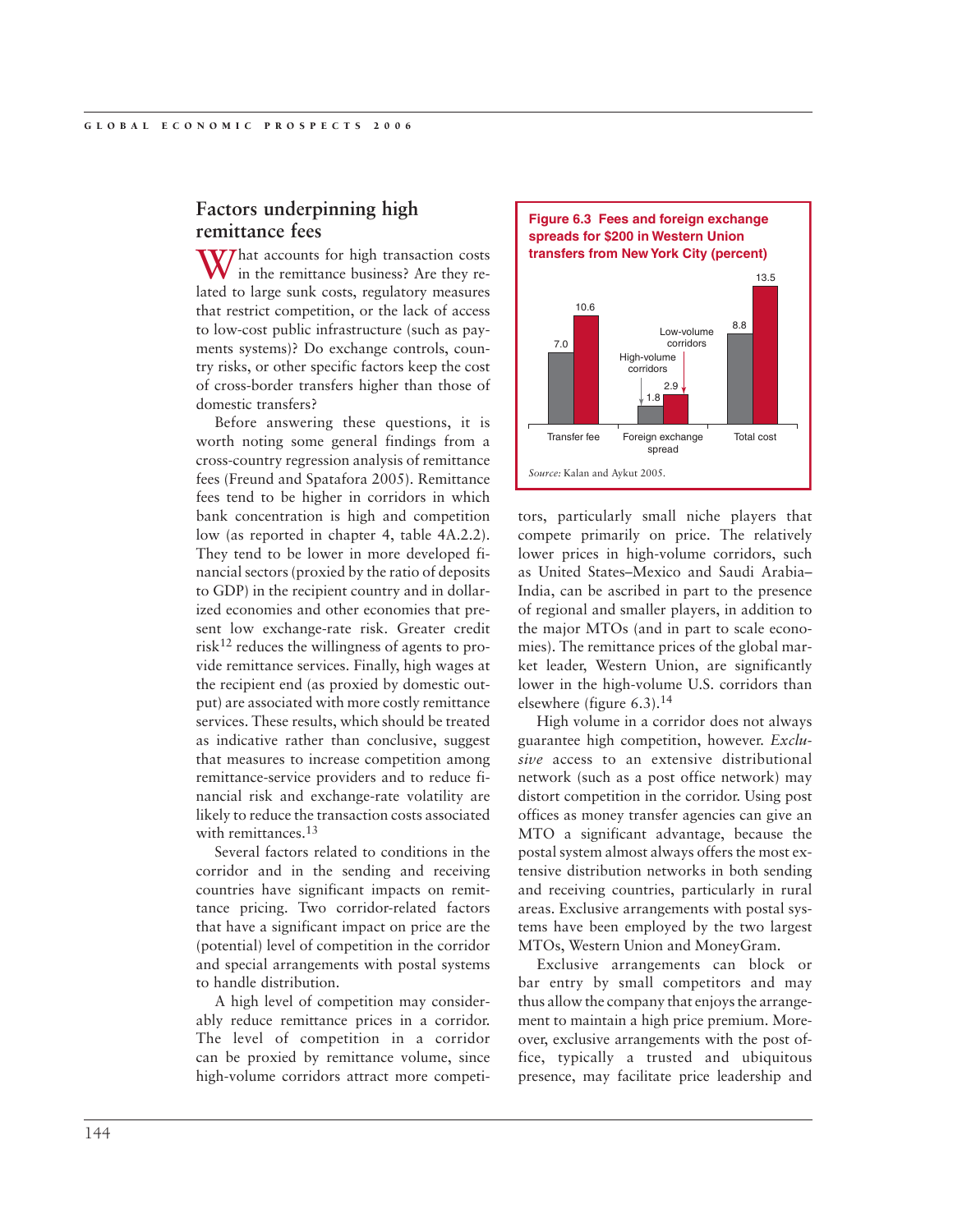## Factors underpinning high remittance fees

What accounts for high transaction costs in the remittance business? Are they related to large sunk costs, regulatory measures that restrict competition, or the lack of access to low-cost public infrastructure (such as payments systems)? Do exchange controls, country risks, or other specific factors keep the cost of cross-border transfers higher than those of domestic transfers?

Before answering these questions, it is worth noting some general findings from a cross-country regression analysis of remittance fees (Freund and Spatafora 2005). Remittance fees tend to be higher in corridors in which bank concentration is high and competition low (as reported in chapter 4, table 4A.2.2). They tend to be lower in more developed financial sectors (proxied by the ratio of deposits to GDP) in the recipient country and in dollarized economies and other economies that present low exchange-rate risk. Greater credit risk[12] reduces the willingness of agents to provide remittance services. Finally, high wages at the recipient end (as proxied by domestic output) are associated with more costly remittance services. These results, which should be treated as indicative rather than conclusive, suggest that measures to increase competition among remittance-service providers and to reduce financial risk and exchange-rate volatility are likely to reduce the transaction costs associated with remittances.[13]

Several factors related to conditions in the corridor and in the sending and receiving countries have significant impacts on remittance pricing. Two corridor-related factors that have a significant impact on price are the (potential) level of competition in the corridor and special arrangements with postal systems to handle distribution.

A high level of competition may considerably reduce remittance prices in a corridor. The level of competition in a corridor can be proxied by remittance volume, since high-volume corridors attract more competitors, particularly small niche players that compete primarily on price. The relatively lower prices in high-volume corridors, such as United States–Mexico and Saudi Arabia–India, can be ascribed in part to the presence of regional and smaller players, in addition to the major MTOs (and in part to scale economies). The remittance prices of the global market leader, Western Union, are significantly lower in the high-volume U.S. corridors than elsewhere (figure 6.3).[14]

**Figure 6.3 Fees and foreign exchange spreads for $200 in Western Union transfers from New York City (percent)**

| | High-volume corridors | Low-volume corridors |
|---|---|---|
| Transfer fee | 7.0 | 10.6 |
| Foreign exchange spread | 1.8 | 2.9 |
| Total cost | 8.8 | 13.5 |

*Source:* Kalan and Aykut 2005.

High volume in a corridor does not always guarantee high competition, however. *Exclusive* access to an extensive distributional network (such as a post office network) may distort competition in the corridor. Using post offices as money transfer agencies can give an MTO a significant advantage, because the postal system almost always offers the most extensive distribution networks in both sending and receiving countries, particularly in rural areas. Exclusive arrangements with postal systems have been employed by the two largest MTOs, Western Union and MoneyGram.

Exclusive arrangements can block or bar entry by small competitors and may thus allow the company that enjoys the arrangement to maintain a high price premium. Moreover, exclusive arrangements with the post office, typically a trusted and ubiquitous presence, may facilitate price leadership and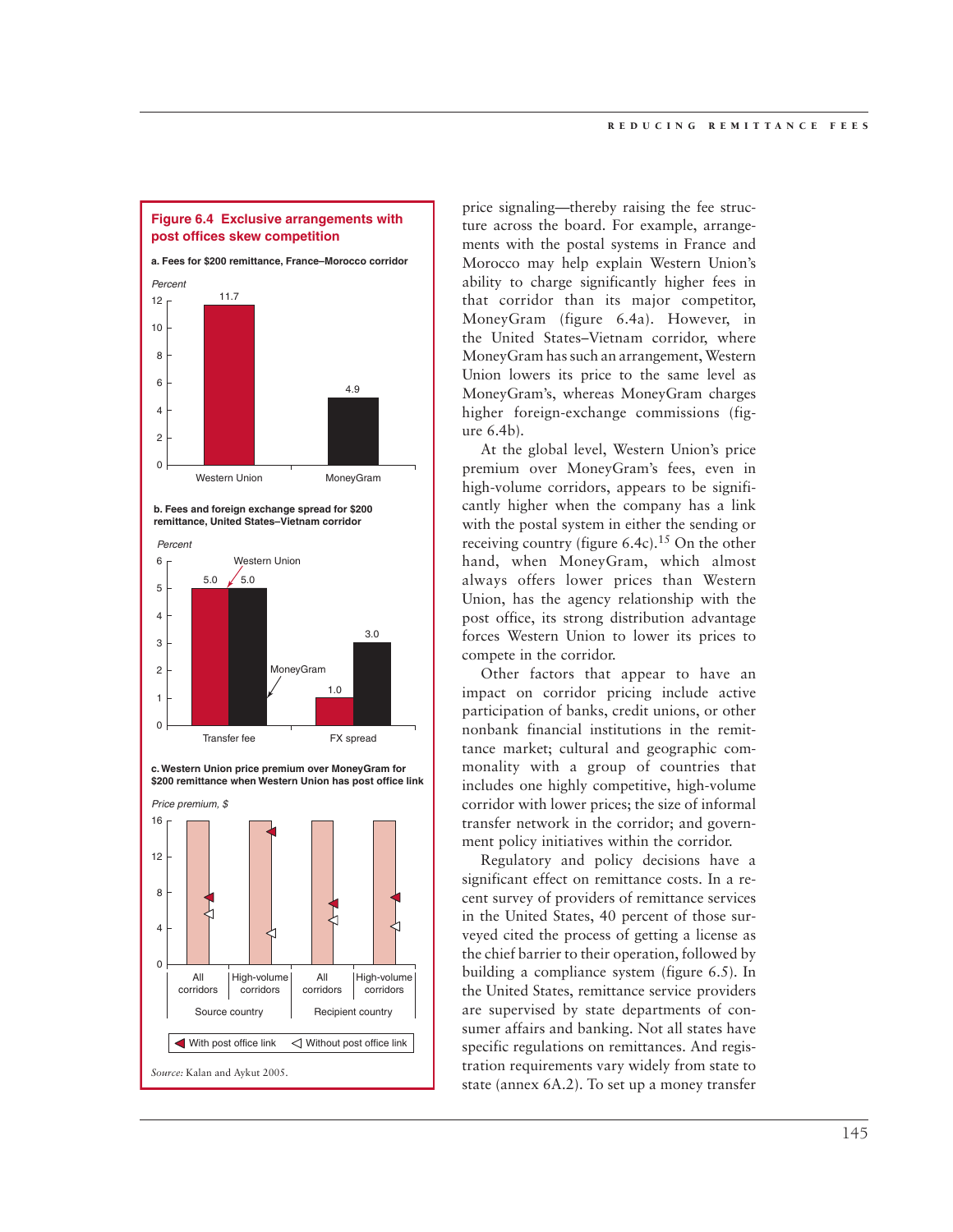**Figure 6.4 Exclusive arrangements with post offices skew competition**

**a. Fees for $200 remittance, France–Morocco corridor**

| | Percent |
|---|---|
| Western Union | 11.7 |
| MoneyGram | 4.9 |

**b. Fees and foreign exchange spread for $200 remittance, United States–Vietnam corridor**

| Percent | Western Union | MoneyGram |
|---|---|---|
| Transfer fee | 5.0 | 5.0 |
| FX spread | 1.0 | 3.0 |

**c. Western Union price premium over MoneyGram for $200 remittance when Western Union has post office link**

Price premium, $

Source country: All corridors; High-volume corridors. Recipient country: All corridors; High-volume corridors.

◀ With post office link ◁ Without post office link

*Source:* Kalan and Aykut 2005.

price signaling—thereby raising the fee structure across the board. For example, arrangements with the postal systems in France and Morocco may help explain Western Union's ability to charge significantly higher fees in that corridor than its major competitor, MoneyGram (figure 6.4a). However, in the United States–Vietnam corridor, where MoneyGram has such an arrangement, Western Union lowers its price to the same level as MoneyGram's, whereas MoneyGram charges higher foreign-exchange commissions (figure 6.4b).

At the global level, Western Union's price premium over MoneyGram's fees, even in high-volume corridors, appears to be significantly higher when the company has a link with the postal system in either the sending or receiving country (figure 6.4c).[15] On the other hand, when MoneyGram, which almost always offers lower prices than Western Union, has the agency relationship with the post office, its strong distribution advantage forces Western Union to lower its prices to compete in the corridor.

Other factors that appear to have an impact on corridor pricing include active participation of banks, credit unions, or other nonbank financial institutions in the remittance market; cultural and geographic commonality with a group of countries that includes one highly competitive, high-volume corridor with lower prices; the size of informal transfer network in the corridor; and government policy initiatives within the corridor.

Regulatory and policy decisions have a significant effect on remittance costs. In a recent survey of providers of remittance services in the United States, 40 percent of those surveyed cited the process of getting a license as the chief barrier to their operation, followed by building a compliance system (figure 6.5). In the United States, remittance service providers are supervised by state departments of consumer affairs and banking. Not all states have specific regulations on remittances. And registration requirements vary widely from state to state (annex 6A.2). To set up a money transfer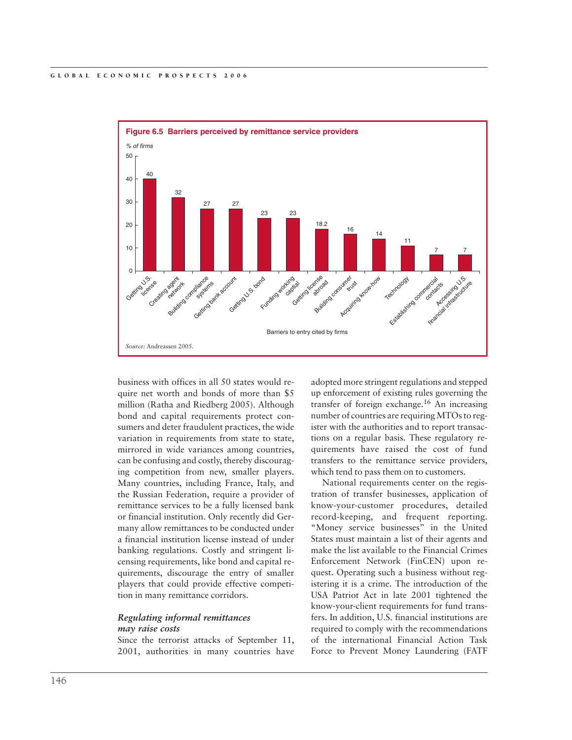**Figure 6.5 Barriers perceived by remittance service providers**

% of firms

50
40
30
20
10
0

40
32
27
27
23
23
18.2
16
14
11
7
7

Getting U.S. license
Creating agent network
Building compliance systems
Getting bank account
Getting U.S. bond
Funding working captial
Getting license abroad
Building consumer trust
Acquiring know-how
Technology
Establishing commercial contacts
Accessing U.S. financial infrastructure

Barriers to entry cited by firms

*Source:* Andreassen 2005.

business with offices in all 50 states would require net worth and bonds of more than $5 million (Ratha and Riedberg 2005). Although bond and capital requirements protect consumers and deter fraudulent practices, the wide variation in requirements from state to state, mirrored in wide variances among countries, can be confusing and costly, thereby discouraging competition from new, smaller players. Many countries, including France, Italy, and the Russian Federation, require a provider of remittance services to be a fully licensed bank or financial institution. Only recently did Germany allow remittances to be conducted under a financial institution license instead of under banking regulations. Costly and stringent licensing requirements, like bond and capital requirements, discourage the entry of smaller players that could provide effective competition in many remittance corridors.

### *Regulating informal remittances may raise costs*

Since the terrorist attacks of September 11, 2001, authorities in many countries have adopted more stringent regulations and stepped up enforcement of existing rules governing the transfer of foreign exchange.[16] An increasing number of countries are requiring MTOs to register with the authorities and to report transactions on a regular basis. These regulatory requirements have raised the cost of fund transfers to the remittance service providers, which tend to pass them on to customers.

National requirements center on the registration of transfer businesses, application of know-your-customer procedures, detailed record-keeping, and frequent reporting. "Money service businesses" in the United States must maintain a list of their agents and make the list available to the Financial Crimes Enforcement Network (FinCEN) upon request. Operating such a business without registering it is a crime. The introduction of the USA Patriot Act in late 2001 tightened the know-your-client requirements for fund transfers. In addition, U.S. financial institutions are required to comply with the recommendations of the international Financial Action Task Force to Prevent Money Laundering (FATF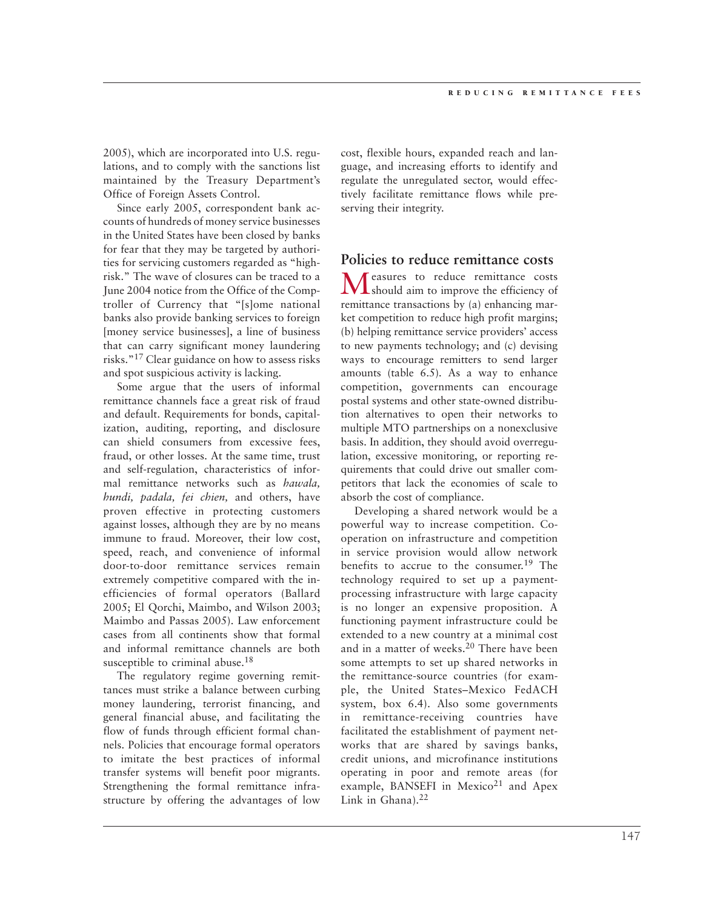2005), which are incorporated into U.S. regulations, and to comply with the sanctions list maintained by the Treasury Department's Office of Foreign Assets Control.

Since early 2005, correspondent bank accounts of hundreds of money service businesses in the United States have been closed by banks for fear that they may be targeted by authorities for servicing customers regarded as "high-risk." The wave of closures can be traced to a June 2004 notice from the Office of the Comptroller of Currency that "[s]ome national banks also provide banking services to foreign [money service businesses], a line of business that can carry significant money laundering risks."[17] Clear guidance on how to assess risks and spot suspicious activity is lacking.

Some argue that the users of informal remittance channels face a great risk of fraud and default. Requirements for bonds, capitalization, auditing, reporting, and disclosure can shield consumers from excessive fees, fraud, or other losses. At the same time, trust and self-regulation, characteristics of informal remittance networks such as *hawala, hundi, padala, fei chien,* and others, have proven effective in protecting customers against losses, although they are by no means immune to fraud. Moreover, their low cost, speed, reach, and convenience of informal door-to-door remittance services remain extremely competitive compared with the inefficiencies of formal operators (Ballard 2005; El Qorchi, Maimbo, and Wilson 2003; Maimbo and Passas 2005). Law enforcement cases from all continents show that formal and informal remittance channels are both susceptible to criminal abuse.[18]

The regulatory regime governing remittances must strike a balance between curbing money laundering, terrorist financing, and general financial abuse, and facilitating the flow of funds through efficient formal channels. Policies that encourage formal operators to imitate the best practices of informal transfer systems will benefit poor migrants. Strengthening the formal remittance infrastructure by offering the advantages of low cost, flexible hours, expanded reach and language, and increasing efforts to identify and regulate the unregulated sector, would effectively facilitate remittance flows while preserving their integrity.

## Policies to reduce remittance costs

Measures to reduce remittance costs should aim to improve the efficiency of remittance transactions by (a) enhancing market competition to reduce high profit margins; (b) helping remittance service providers' access to new payments technology; and (c) devising ways to encourage remitters to send larger amounts (table 6.5). As a way to enhance competition, governments can encourage postal systems and other state-owned distribution alternatives to open their networks to multiple MTO partnerships on a nonexclusive basis. In addition, they should avoid overregulation, excessive monitoring, or reporting requirements that could drive out smaller competitors that lack the economies of scale to absorb the cost of compliance.

Developing a shared network would be a powerful way to increase competition. Cooperation on infrastructure and competition in service provision would allow network benefits to accrue to the consumer.[19] The technology required to set up a payment-processing infrastructure with large capacity is no longer an expensive proposition. A functioning payment infrastructure could be extended to a new country at a minimal cost and in a matter of weeks.[20] There have been some attempts to set up shared networks in the remittance-source countries (for example, the United States–Mexico FedACH system, box 6.4). Also some governments in remittance-receiving countries have facilitated the establishment of payment networks that are shared by savings banks, credit unions, and microfinance institutions operating in poor and remote areas (for example, BANSEFI in Mexico[21] and Apex Link in Ghana).[22]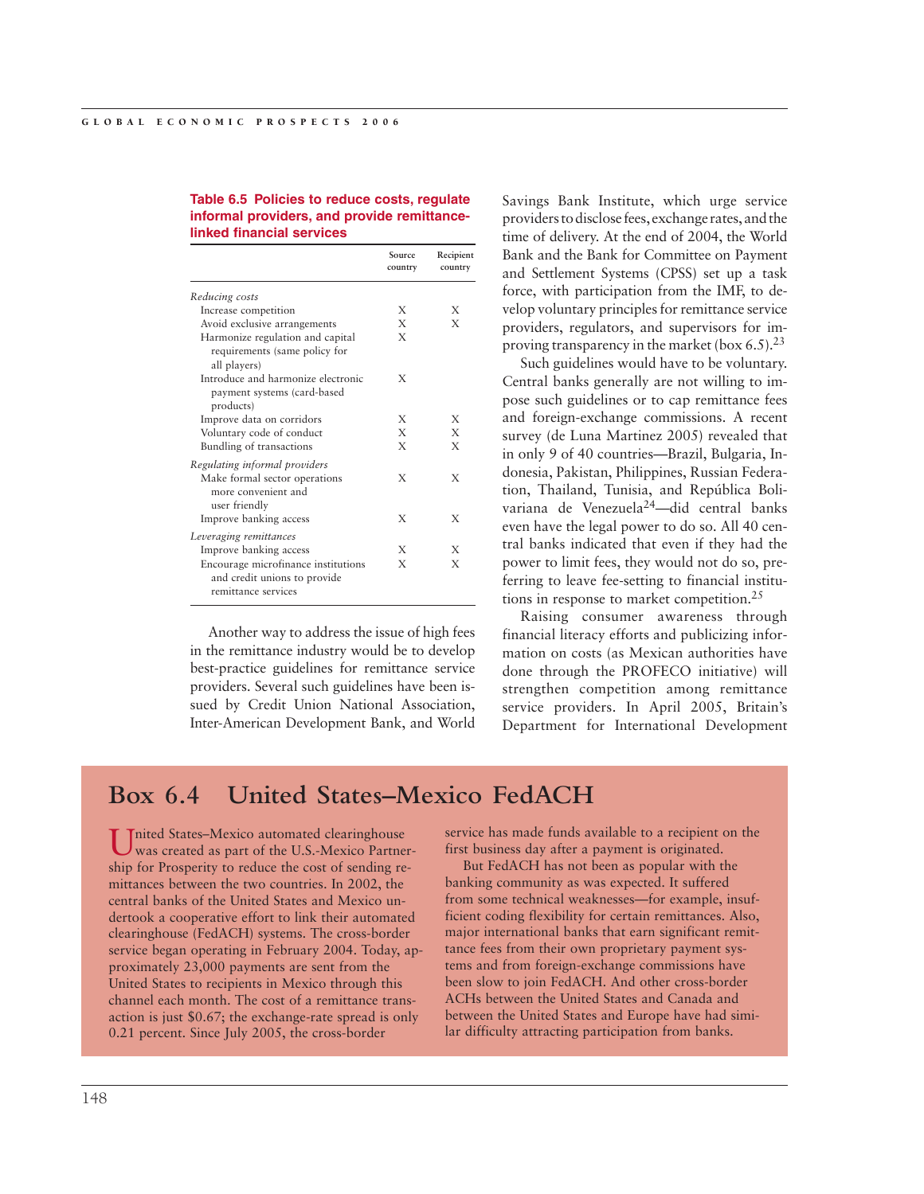**Table 6.5 Policies to reduce costs, regulate informal providers, and provide remittance-linked financial services**

| | Source country | Recipient country |
|---|---|---|
| *Reducing costs* | | |
| Increase competition | X | X |
| Avoid exclusive arrangements | X | X |
| Harmonize regulation and capital requirements (same policy for all players) | X | |
| Introduce and harmonize electronic payment systems (card-based products) | X | |
| Improve data on corridors | X | X |
| Voluntary code of conduct | X | X |
| Bundling of transactions | X | X |
| *Regulating informal providers* | | |
| Make formal sector operations more convenient and user friendly | X | X |
| Improve banking access | X | X |
| *Leveraging remittances* | | |
| Improve banking access | X | X |
| Encourage microfinance institutions and credit unions to provide remittance services | X | X |

Another way to address the issue of high fees in the remittance industry would be to develop best-practice guidelines for remittance service providers. Several such guidelines have been issued by Credit Union National Association, Inter-American Development Bank, and World Savings Bank Institute, which urge service providers to disclose fees, exchange rates, and the time of delivery. At the end of 2004, the World Bank and the Bank for Committee on Payment and Settlement Systems (CPSS) set up a task force, with participation from the IMF, to develop voluntary principles for remittance service providers, regulators, and supervisors for improving transparency in the market (box 6.5).[23]

Such guidelines would have to be voluntary. Central banks generally are not willing to impose such guidelines or to cap remittance fees and foreign-exchange commissions. A recent survey (de Luna Martinez 2005) revealed that in only 9 of 40 countries—Brazil, Bulgaria, Indonesia, Pakistan, Philippines, Russian Federation, Thailand, Tunisia, and República Bolivariana de Venezuela[24]—did central banks even have the legal power to do so. All 40 central banks indicated that even if they had the power to limit fees, they would not do so, preferring to leave fee-setting to financial institutions in response to market competition.[25]

Raising consumer awareness through financial literacy efforts and publicizing information on costs (as Mexican authorities have done through the PROFECO initiative) will strengthen competition among remittance service providers. In April 2005, Britain's Department for International Development

## Box 6.4 United States–Mexico FedACH

United States–Mexico automated clearinghouse was created as part of the U.S.-Mexico Partnership for Prosperity to reduce the cost of sending remittances between the two countries. In 2002, the central banks of the United States and Mexico undertook a cooperative effort to link their automated clearinghouse (FedACH) systems. The cross-border service began operating in February 2004. Today, approximately 23,000 payments are sent from the United States to recipients in Mexico through this channel each month. The cost of a remittance transaction is just $0.67; the exchange-rate spread is only 0.21 percent. Since July 2005, the cross-border service has made funds available to a recipient on the first business day after a payment is originated.

But FedACH has not been as popular with the banking community as was expected. It suffered from some technical weaknesses—for example, insufficient coding flexibility for certain remittances. Also, major international banks that earn significant remittance fees from their own proprietary payment systems and from foreign-exchange commissions have been slow to join FedACH. And other cross-border ACHs between the United States and Canada and between the United States and Europe have had similar difficulty attracting participation from banks.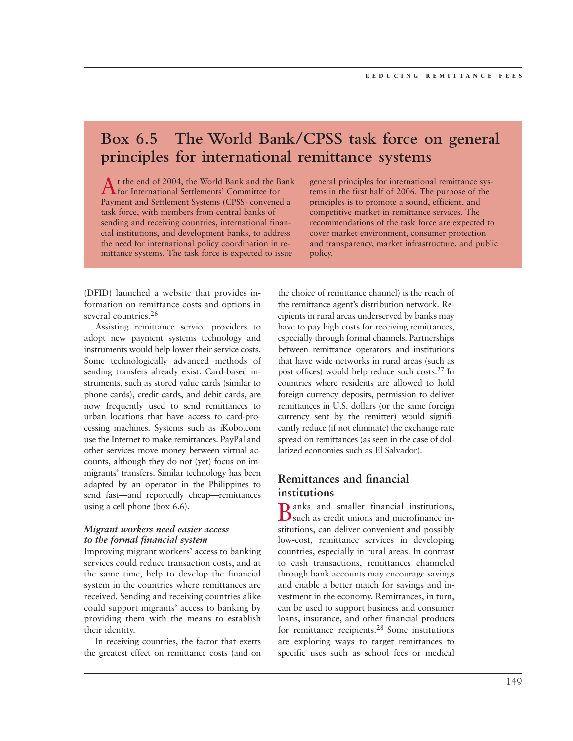## Box 6.5 The World Bank/CPSS task force on general principles for international remittance systems

At the end of 2004, the World Bank and the Bank for International Settlements' Committee for Payment and Settlement Systems (CPSS) convened a task force, with members from central banks of sending and receiving countries, international financial institutions, and development banks, to address the need for international policy coordination in remittance systems. The task force is expected to issue general principles for international remittance systems in the first half of 2006. The purpose of the principles is to promote a sound, efficient, and competitive market in remittance services. The recommendations of the task force are expected to cover market environment, consumer protection and transparency, market infrastructure, and public policy.

(DFID) launched a website that provides information on remittance costs and options in several countries.[26]

Assisting remittance service providers to adopt new payment systems technology and instruments would help lower their service costs. Some technologically advanced methods of sending transfers already exist. Card-based instruments, such as stored value cards (similar to phone cards), credit cards, and debit cards, are now frequently used to send remittances to urban locations that have access to card-processing machines. Systems such as iKobo.com use the Internet to make remittances. PayPal and other services move money between virtual accounts, although they do not (yet) focus on immigrants' transfers. Similar technology has been adapted by an operator in the Philippines to send fast—and reportedly cheap—remittances using a cell phone (box 6.6).

#### *Migrant workers need easier access to the formal financial system*

Improving migrant workers' access to banking services could reduce transaction costs, and at the same time, help to develop the financial system in the countries where remittances are received. Sending and receiving countries alike could support migrants' access to banking by providing them with the means to establish their identity.

In receiving countries, the factor that exerts the greatest effect on remittance costs (and on the choice of remittance channel) is the reach of the remittance agent's distribution network. Recipients in rural areas underserved by banks may have to pay high costs for receiving remittances, especially through formal channels. Partnerships between remittance operators and institutions that have wide networks in rural areas (such as post offices) would help reduce such costs.[27] In countries where residents are allowed to hold foreign currency deposits, permission to deliver remittances in U.S. dollars (or the same foreign currency sent by the remitter) would significantly reduce (if not eliminate) the exchange rate spread on remittances (as seen in the case of dollarized economies such as El Salvador).

### Remittances and financial institutions

Banks and smaller financial institutions, such as credit unions and microfinance institutions, can deliver convenient and possibly low-cost, remittance services in developing countries, especially in rural areas. In contrast to cash transactions, remittances channeled through bank accounts may encourage savings and enable a better match for savings and investment in the economy. Remittances, in turn, can be used to support business and consumer loans, insurance, and other financial products for remittance recipients.[28] Some institutions are exploring ways to target remittances to specific uses such as school fees or medical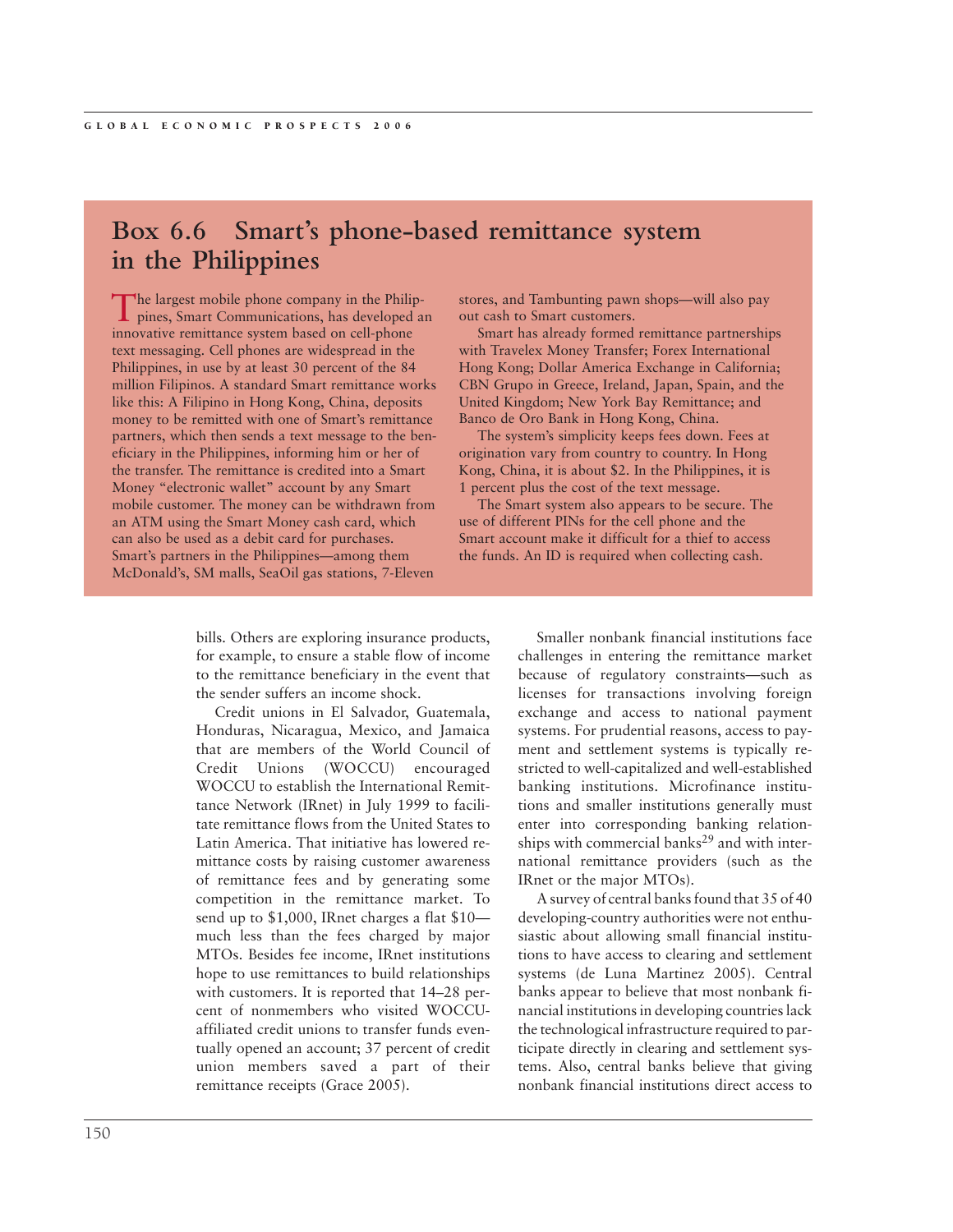## Box 6.6 Smart's phone-based remittance system in the Philippines

The largest mobile phone company in the Philippines, Smart Communications, has developed an innovative remittance system based on cell-phone text messaging. Cell phones are widespread in the Philippines, in use by at least 30 percent of the 84 million Filipinos. A standard Smart remittance works like this: A Filipino in Hong Kong, China, deposits money to be remitted with one of Smart's remittance partners, which then sends a text message to the beneficiary in the Philippines, informing him or her of the transfer. The remittance is credited into a Smart Money "electronic wallet" account by any Smart mobile customer. The money can be withdrawn from an ATM using the Smart Money cash card, which can also be used as a debit card for purchases. Smart's partners in the Philippines—among them McDonald's, SM malls, SeaOil gas stations, 7-Eleven stores, and Tambunting pawn shops—will also pay out cash to Smart customers.

Smart has already formed remittance partnerships with Travelex Money Transfer; Forex International Hong Kong; Dollar America Exchange in California; CBN Grupo in Greece, Ireland, Japan, Spain, and the United Kingdom; New York Bay Remittance; and Banco de Oro Bank in Hong Kong, China.

The system's simplicity keeps fees down. Fees at origination vary from country to country. In Hong Kong, China, it is about $2. In the Philippines, it is 1 percent plus the cost of the text message.

The Smart system also appears to be secure. The use of different PINs for the cell phone and the Smart account make it difficult for a thief to access the funds. An ID is required when collecting cash.

---

bills. Others are exploring insurance products, for example, to ensure a stable flow of income to the remittance beneficiary in the event that the sender suffers an income shock.

Credit unions in El Salvador, Guatemala, Honduras, Nicaragua, Mexico, and Jamaica that are members of the World Council of Credit Unions (WOCCU) encouraged WOCCU to establish the International Remittance Network (IRnet) in July 1999 to facilitate remittance flows from the United States to Latin America. That initiative has lowered remittance costs by raising customer awareness of remittance fees and by generating some competition in the remittance market. To send up to $1,000, IRnet charges a flat $10—much less than the fees charged by major MTOs. Besides fee income, IRnet institutions hope to use remittances to build relationships with customers. It is reported that 14–28 percent of nonmembers who visited WOCCU-affiliated credit unions to transfer funds eventually opened an account; 37 percent of credit union members saved a part of their remittance receipts (Grace 2005).

Smaller nonbank financial institutions face challenges in entering the remittance market because of regulatory constraints—such as licenses for transactions involving foreign exchange and access to national payment systems. For prudential reasons, access to payment and settlement systems is typically restricted to well-capitalized and well-established banking institutions. Microfinance institutions and smaller institutions generally must enter into corresponding banking relationships with commercial banks[29] and with international remittance providers (such as the IRnet or the major MTOs).

A survey of central banks found that 35 of 40 developing-country authorities were not enthusiastic about allowing small financial institutions to have access to clearing and settlement systems (de Luna Martinez 2005). Central banks appear to believe that most nonbank financial institutions in developing countries lack the technological infrastructure required to participate directly in clearing and settlement systems. Also, central banks believe that giving nonbank financial institutions direct access to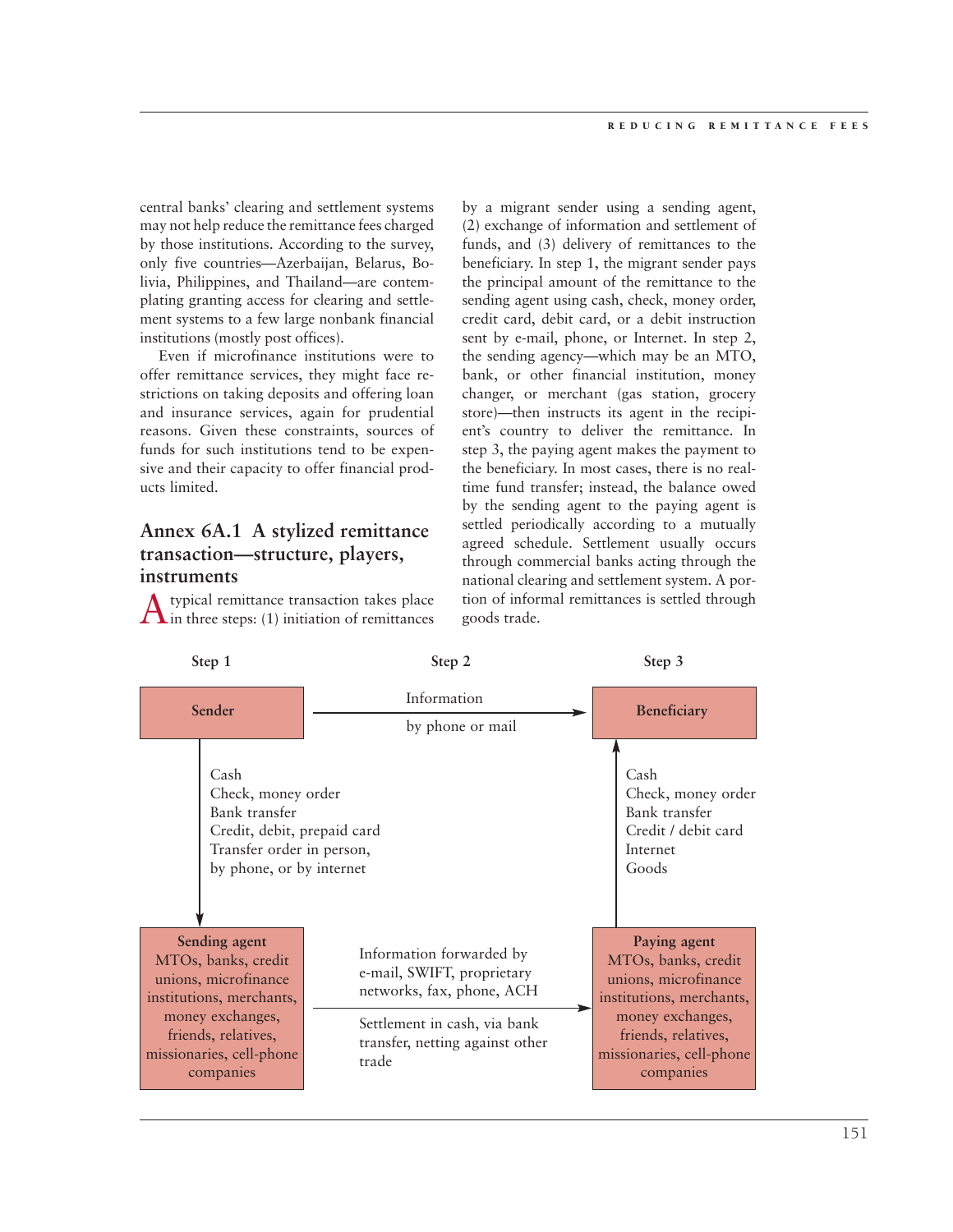central banks' clearing and settlement systems may not help reduce the remittance fees charged by those institutions. According to the survey, only five countries—Azerbaijan, Belarus, Bolivia, Philippines, and Thailand—are contemplating granting access for clearing and settlement systems to a few large nonbank financial institutions (mostly post offices).

Even if microfinance institutions were to offer remittance services, they might face restrictions on taking deposits and offering loan and insurance services, again for prudential reasons. Given these constraints, sources of funds for such institutions tend to be expensive and their capacity to offer financial products limited.

## Annex 6A.1 A stylized remittance transaction—structure, players, instruments

A typical remittance transaction takes place in three steps: (1) initiation of remittances by a migrant sender using a sending agent, (2) exchange of information and settlement of funds, and (3) delivery of remittances to the beneficiary. In step 1, the migrant sender pays the principal amount of the remittance to the sending agent using cash, check, money order, credit card, debit card, or a debit instruction sent by e-mail, phone, or Internet. In step 2, the sending agency—which may be an MTO, bank, or other financial institution, money changer, or merchant (gas station, grocery store)—then instructs its agent in the recipient's country to deliver the remittance. In step 3, the paying agent makes the payment to the beneficiary. In most cases, there is no real-time fund transfer; instead, the balance owed by the sending agent to the paying agent is settled periodically according to a mutually agreed schedule. Settlement usually occurs through commercial banks acting through the national clearing and settlement system. A portion of informal remittances is settled through goods trade.

**Step 1** | **Step 2** | **Step 3**

**Sender** → (Information by phone or mail) → **Beneficiary**

Sender → Sending agent:
- Cash
- Check, money order
- Bank transfer
- Credit, debit, prepaid card
- Transfer order in person, by phone, or by internet

Paying agent → Beneficiary:
- Cash
- Check, money order
- Bank transfer
- Credit / debit card
- Internet
- Goods

**Sending agent**
MTOs, banks, credit unions, microfinance institutions, merchants, money exchanges, friends, relatives, missionaries, cell-phone companies

→ Information forwarded by e-mail, SWIFT, proprietary networks, fax, phone, ACH
→ Settlement in cash, via bank transfer, netting against other trade

**Paying agent**
MTOs, banks, credit unions, microfinance institutions, merchants, money exchanges, friends, relatives, missionaries, cell-phone companies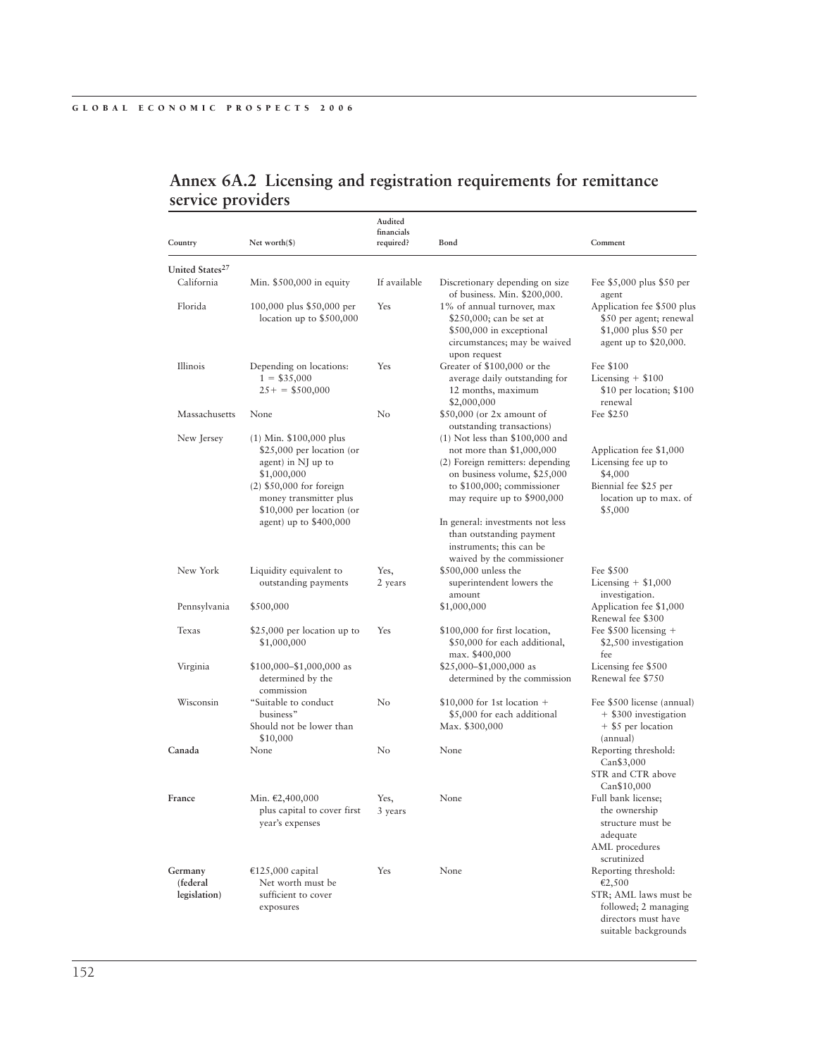## Annex 6A.2 Licensing and registration requirements for remittance service providers

| Country | Net worth($) | Audited financials required? | Bond | Comment |
|---|---|---|---|---|
| **United States**[27] | | | | |
| California | Min. $500,000 in equity | If available | Discretionary depending on size of business. Min. $200,000. | Fee $5,000 plus $50 per agent |
| Florida | 100,000 plus $50,000 per location up to $500,000 | Yes | 1% of annual turnover, max $250,000; can be set at $500,000 in exceptional circumstances; may be waived upon request | Application fee $500 plus $50 per agent; renewal $1,000 plus $50 per agent up to $20,000. |
| Illinois | Depending on locations: 1 = $35,000 25+ = $500,000 | Yes | Greater of $100,000 or the average daily outstanding for 12 months, maximum $2,000,000 | Fee $100 Licensing + $100 $10 per location; $100 renewal |
| Massachusetts | None | No | $50,000 (or 2x amount of outstanding transactions) | Fee $250 |
| New Jersey | (1) Min. $100,000 plus $25,000 per location (or agent) in NJ up to $1,000,000 (2) $50,000 for foreign money transmitter plus $10,000 per location (or agent) up to $400,000 | | (1) Not less than $100,000 and not more than $1,000,000 (2) Foreign remitters: depending on business volume, $25,000 to $100,000; commissioner may require up to $900,000 In general: investments not less than outstanding payment instruments; this can be waived by the commissioner | Application fee $1,000 Licensing fee up to $4,000 Biennial fee $25 per location up to max. of $5,000 |
| New York | Liquidity equivalent to outstanding payments | Yes, 2 years | $500,000 unless the superintendent lowers the amount | Fee $500 Licensing + $1,000 investigation. |
| Pennsylvania | $500,000 | | $1,000,000 | Application fee $1,000 Renewal fee $300 |
| Texas | $25,000 per location up to $1,000,000 | Yes | $100,000 for first location, $50,000 for each additional, max. $400,000 | Fee $500 licensing + $2,500 investigation fee |
| Virginia | $100,000–$1,000,000 as determined by the commission | | $25,000–$1,000,000 as determined by the commission | Licensing fee $500 Renewal fee $750 |
| Wisconsin | "Suitable to conduct business" Should not be lower than $10,000 | No | $10,000 for 1st location + $5,000 for each additional Max. $300,000 | Fee $500 license (annual) + $300 investigation + $5 per location (annual) |
| **Canada** | None | No | None | Reporting threshold: Can$3,000 STR and CTR above Can$10,000 |
| **France** | Min. €2,400,000 plus capital to cover first year's expenses | Yes, 3 years | None | Full bank license; the ownership structure must be adequate AML procedures scrutinized |
| **Germany (federal legislation)** | €125,000 capital Net worth must be sufficient to cover exposures | Yes | None | Reporting threshold: €2,500 STR; AML laws must be followed; 2 managing directors must have suitable backgrounds |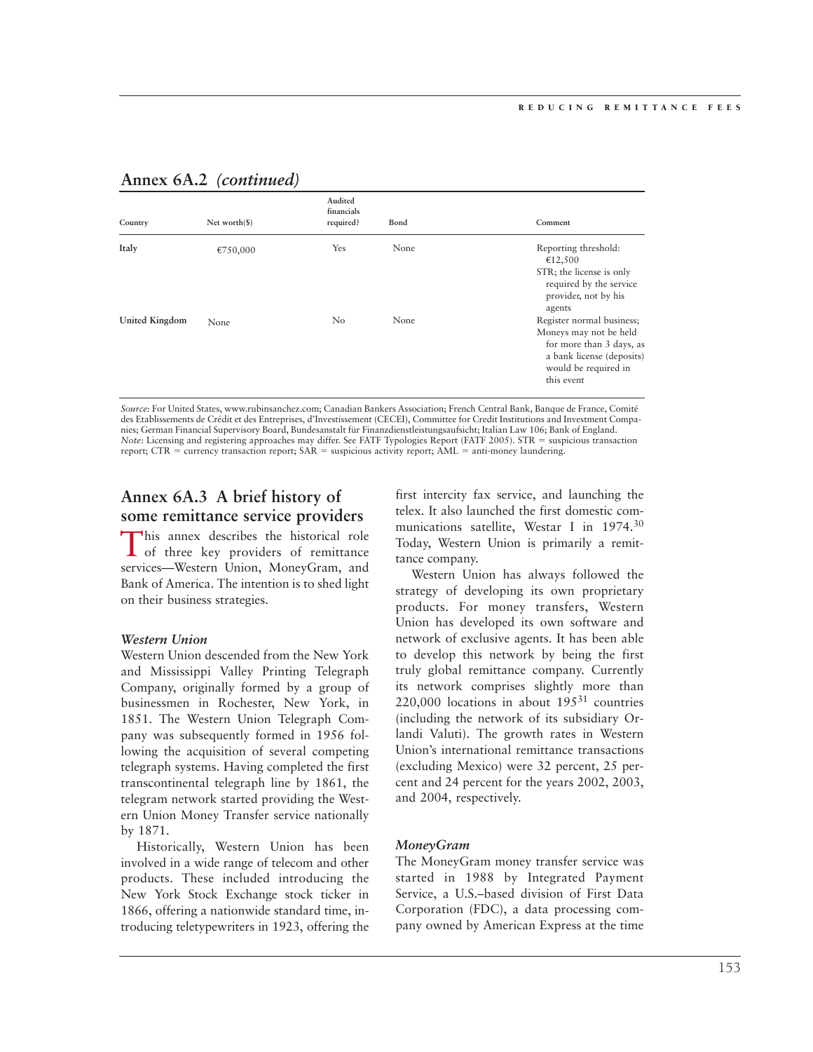## Annex 6A.2 *(continued)*

| Country | Net worth($) | Audited financials required? | Bond | Comment |
|---|---|---|---|---|
| **Italy** | €750,000 | Yes | None | Reporting threshold: €12,500<br>STR; the license is only required by the service provider, not by his agents |
| **United Kingdom** | None | No | None | Register normal business;<br>Moneys may not be held for more than 3 days, as a bank license (deposits) would be required in this event |

*Source:* For United States, www.rubinsanchez.com; Canadian Bankers Association; French Central Bank, Banque de France, Comité des Etablissements de Crédit et des Entreprises, d'Investissement (CECEI), Committee for Credit Institutions and Investment Companies; German Financial Supervisory Board, Bundesanstalt für Finanzdienstleistungsaufsicht; Italian Law 106; Bank of England.
*Note:* Licensing and registering approaches may differ. See FATF Typologies Report (FATF 2005). STR = suspicious transaction report; CTR = currency transaction report; SAR = suspicious activity report; AML = anti-money laundering.

## Annex 6A.3 A brief history of some remittance service providers

This annex describes the historical role of three key providers of remittance services—Western Union, MoneyGram, and Bank of America. The intention is to shed light on their business strategies.

### *Western Union*

Western Union descended from the New York and Mississippi Valley Printing Telegraph Company, originally formed by a group of businessmen in Rochester, New York, in 1851. The Western Union Telegraph Company was subsequently formed in 1956 following the acquisition of several competing telegraph systems. Having completed the first transcontinental telegraph line by 1861, the telegram network started providing the Western Union Money Transfer service nationally by 1871.

Historically, Western Union has been involved in a wide range of telecom and other products. These included introducing the New York Stock Exchange stock ticker in 1866, offering a nationwide standard time, introducing teletypewriters in 1923, offering the first intercity fax service, and launching the telex. It also launched the first domestic communications satellite, Westar I in 1974.[30] Today, Western Union is primarily a remittance company.

Western Union has always followed the strategy of developing its own proprietary products. For money transfers, Western Union has developed its own software and network of exclusive agents. It has been able to develop this network by being the first truly global remittance company. Currently its network comprises slightly more than 220,000 locations in about 195[31] countries (including the network of its subsidiary Orlandi Valuti). The growth rates in Western Union's international remittance transactions (excluding Mexico) were 32 percent, 25 percent and 24 percent for the years 2002, 2003, and 2004, respectively.

### *MoneyGram*

The MoneyGram money transfer service was started in 1988 by Integrated Payment Service, a U.S.–based division of First Data Corporation (FDC), a data processing company owned by American Express at the time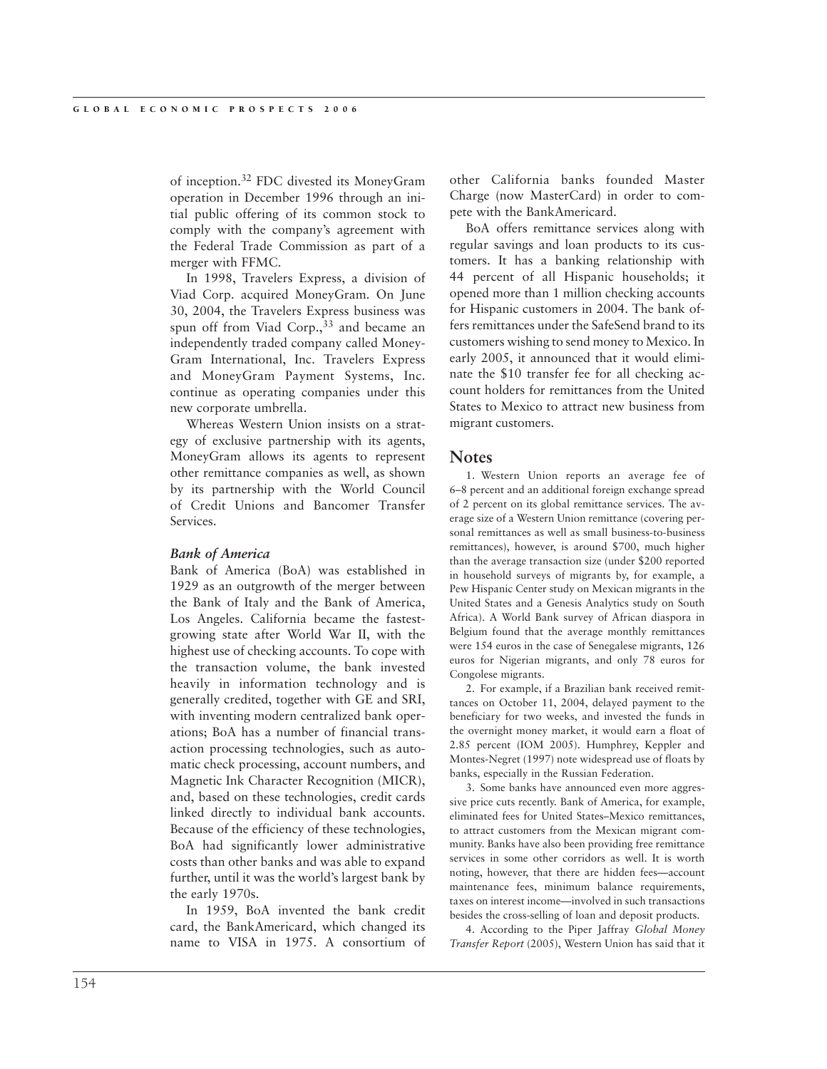of inception.[32] FDC divested its MoneyGram operation in December 1996 through an initial public offering of its common stock to comply with the company's agreement with the Federal Trade Commission as part of a merger with FFMC.

In 1998, Travelers Express, a division of Viad Corp. acquired MoneyGram. On June 30, 2004, the Travelers Express business was spun off from Viad Corp.,[33] and became an independently traded company called MoneyGram International, Inc. Travelers Express and MoneyGram Payment Systems, Inc. continue as operating companies under this new corporate umbrella.

Whereas Western Union insists on a strategy of exclusive partnership with its agents, MoneyGram allows its agents to represent other remittance companies as well, as shown by its partnership with the World Council of Credit Unions and Bancomer Transfer Services.

### *Bank of America*

Bank of America (BoA) was established in 1929 as an outgrowth of the merger between the Bank of Italy and the Bank of America, Los Angeles. California became the fastest-growing state after World War II, with the highest use of checking accounts. To cope with the transaction volume, the bank invested heavily in information technology and is generally credited, together with GE and SRI, with inventing modern centralized bank operations; BoA has a number of financial transaction processing technologies, such as automatic check processing, account numbers, and Magnetic Ink Character Recognition (MICR), and, based on these technologies, credit cards linked directly to individual bank accounts. Because of the efficiency of these technologies, BoA had significantly lower administrative costs than other banks and was able to expand further, until it was the world's largest bank by the early 1970s.

In 1959, BoA invented the bank credit card, the BankAmericard, which changed its name to VISA in 1975. A consortium of other California banks founded Master Charge (now MasterCard) in order to compete with the BankAmericard.

BoA offers remittance services along with regular savings and loan products to its customers. It has a banking relationship with 44 percent of all Hispanic households; it opened more than 1 million checking accounts for Hispanic customers in 2004. The bank offers remittances under the SafeSend brand to its customers wishing to send money to Mexico. In early 2005, it announced that it would eliminate the $10 transfer fee for all checking account holders for remittances from the United States to Mexico to attract new business from migrant customers.

## Notes

1. Western Union reports an average fee of 6–8 percent and an additional foreign exchange spread of 2 percent on its global remittance services. The average size of a Western Union remittance (covering personal remittances as well as small business-to-business remittances), however, is around $700, much higher than the average transaction size (under $200 reported in household surveys of migrants by, for example, a Pew Hispanic Center study on Mexican migrants in the United States and a Genesis Analytics study on South Africa). A World Bank survey of African diaspora in Belgium found that the average monthly remittances were 154 euros in the case of Senegalese migrants, 126 euros for Nigerian migrants, and only 78 euros for Congolese migrants.

2. For example, if a Brazilian bank received remittances on October 11, 2004, delayed payment to the beneficiary for two weeks, and invested the funds in the overnight money market, it would earn a float of 2.85 percent (IOM 2005). Humphrey, Keppler and Montes-Negret (1997) note widespread use of floats by banks, especially in the Russian Federation.

3. Some banks have announced even more aggressive price cuts recently. Bank of America, for example, eliminated fees for United States–Mexico remittances, to attract customers from the Mexican migrant community. Banks have also been providing free remittance services in some other corridors as well. It is worth noting, however, that there are hidden fees—account maintenance fees, minimum balance requirements, taxes on interest income—involved in such transactions besides the cross-selling of loan and deposit products.

4. According to the Piper Jaffray *Global Money Transfer Report* (2005), Western Union has said that it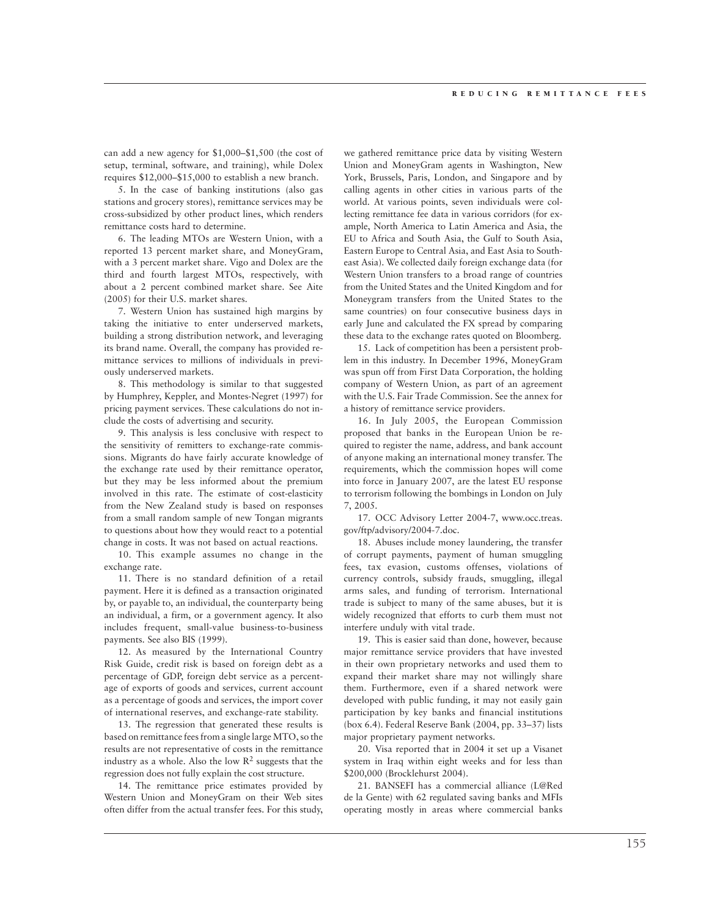can add a new agency for $1,000–$1,500 (the cost of setup, terminal, software, and training), while Dolex requires $12,000–$15,000 to establish a new branch.

5. In the case of banking institutions (also gas stations and grocery stores), remittance services may be cross-subsidized by other product lines, which renders remittance costs hard to determine.

6. The leading MTOs are Western Union, with a reported 13 percent market share, and MoneyGram, with a 3 percent market share. Vigo and Dolex are the third and fourth largest MTOs, respectively, with about a 2 percent combined market share. See Aite (2005) for their U.S. market shares.

7. Western Union has sustained high margins by taking the initiative to enter underserved markets, building a strong distribution network, and leveraging its brand name. Overall, the company has provided remittance services to millions of individuals in previously underserved markets.

8. This methodology is similar to that suggested by Humphrey, Keppler, and Montes-Negret (1997) for pricing payment services. These calculations do not include the costs of advertising and security.

9. This analysis is less conclusive with respect to the sensitivity of remitters to exchange-rate commissions. Migrants do have fairly accurate knowledge of the exchange rate used by their remittance operator, but they may be less informed about the premium involved in this rate. The estimate of cost-elasticity from the New Zealand study is based on responses from a small random sample of new Tongan migrants to questions about how they would react to a potential change in costs. It was not based on actual reactions.

10. This example assumes no change in the exchange rate.

11. There is no standard definition of a retail payment. Here it is defined as a transaction originated by, or payable to, an individual, the counterparty being an individual, a firm, or a government agency. It also includes frequent, small-value business-to-business payments. See also BIS (1999).

12. As measured by the International Country Risk Guide, credit risk is based on foreign debt as a percentage of GDP, foreign debt service as a percentage of exports of goods and services, current account as a percentage of goods and services, the import cover of international reserves, and exchange-rate stability.

13. The regression that generated these results is based on remittance fees from a single large MTO, so the results are not representative of costs in the remittance industry as a whole. Also the low $R^2$ suggests that the regression does not fully explain the cost structure.

14. The remittance price estimates provided by Western Union and MoneyGram on their Web sites often differ from the actual transfer fees. For this study, we gathered remittance price data by visiting Western Union and MoneyGram agents in Washington, New York, Brussels, Paris, London, and Singapore and by calling agents in other cities in various parts of the world. At various points, seven individuals were collecting remittance fee data in various corridors (for example, North America to Latin America and Asia, the EU to Africa and South Asia, the Gulf to South Asia, Eastern Europe to Central Asia, and East Asia to Southeast Asia). We collected daily foreign exchange data (for Western Union transfers to a broad range of countries from the United States and the United Kingdom and for Moneygram transfers from the United States to the same countries) on four consecutive business days in early June and calculated the FX spread by comparing these data to the exchange rates quoted on Bloomberg.

15. Lack of competition has been a persistent problem in this industry. In December 1996, MoneyGram was spun off from First Data Corporation, the holding company of Western Union, as part of an agreement with the U.S. Fair Trade Commission. See the annex for a history of remittance service providers.

16. In July 2005, the European Commission proposed that banks in the European Union be required to register the name, address, and bank account of anyone making an international money transfer. The requirements, which the commission hopes will come into force in January 2007, are the latest EU response to terrorism following the bombings in London on July 7, 2005.

17. OCC Advisory Letter 2004-7, www.occ.treas.gov/ftp/advisory/2004-7.doc.

18. Abuses include money laundering, the transfer of corrupt payments, payment of human smuggling fees, tax evasion, customs offenses, violations of currency controls, subsidy frauds, smuggling, illegal arms sales, and funding of terrorism. International trade is subject to many of the same abuses, but it is widely recognized that efforts to curb them must not interfere unduly with vital trade.

19. This is easier said than done, however, because major remittance service providers that have invested in their own proprietary networks and used them to expand their market share may not willingly share them. Furthermore, even if a shared network were developed with public funding, it may not easily gain participation by key banks and financial institutions (box 6.4). Federal Reserve Bank (2004, pp. 33–37) lists major proprietary payment networks.

20. Visa reported that in 2004 it set up a Visanet system in Iraq within eight weeks and for less than $200,000 (Brocklehurst 2004).

21. BANSEFI has a commercial alliance (L@Red de la Gente) with 62 regulated saving banks and MFIs operating mostly in areas where commercial banks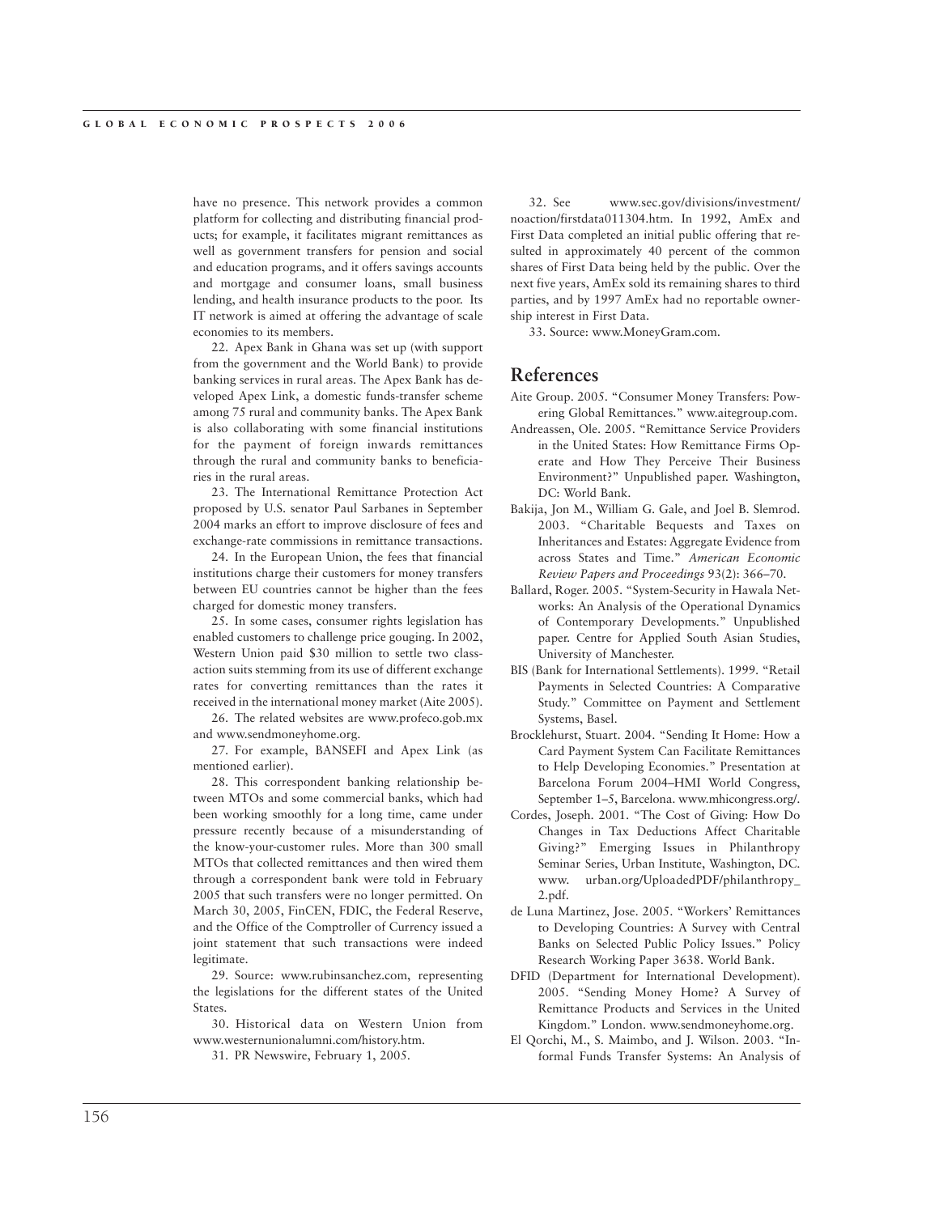have no presence. This network provides a common platform for collecting and distributing financial products; for example, it facilitates migrant remittances as well as government transfers for pension and social and education programs, and it offers savings accounts and mortgage and consumer loans, small business lending, and health insurance products to the poor. Its IT network is aimed at offering the advantage of scale economies to its members.

22. Apex Bank in Ghana was set up (with support from the government and the World Bank) to provide banking services in rural areas. The Apex Bank has developed Apex Link, a domestic funds-transfer scheme among 75 rural and community banks. The Apex Bank is also collaborating with some financial institutions for the payment of foreign inwards remittances through the rural and community banks to beneficiaries in the rural areas.

23. The International Remittance Protection Act proposed by U.S. senator Paul Sarbanes in September 2004 marks an effort to improve disclosure of fees and exchange-rate commissions in remittance transactions.

24. In the European Union, the fees that financial institutions charge their customers for money transfers between EU countries cannot be higher than the fees charged for domestic money transfers.

25. In some cases, consumer rights legislation has enabled customers to challenge price gouging. In 2002, Western Union paid $30 million to settle two class-action suits stemming from its use of different exchange rates for converting remittances than the rates it received in the international money market (Aite 2005).

26. The related websites are www.profeco.gob.mx and www.sendmoneyhome.org.

27. For example, BANSEFI and Apex Link (as mentioned earlier).

28. This correspondent banking relationship between MTOs and some commercial banks, which had been working smoothly for a long time, came under pressure recently because of a misunderstanding of the know-your-customer rules. More than 300 small MTOs that collected remittances and then wired them through a correspondent bank were told in February 2005 that such transfers were no longer permitted. On March 30, 2005, FinCEN, FDIC, the Federal Reserve, and the Office of the Comptroller of Currency issued a joint statement that such transactions were indeed legitimate.

29. Source: www.rubinsanchez.com, representing the legislations for the different states of the United States.

30. Historical data on Western Union from www.westernunionalumni.com/history.htm.

31. PR Newswire, February 1, 2005.

32. See www.sec.gov/divisions/investment/noaction/firstdata011304.htm. In 1992, AmEx and First Data completed an initial public offering that resulted in approximately 40 percent of the common shares of First Data being held by the public. Over the next five years, AmEx sold its remaining shares to third parties, and by 1997 AmEx had no reportable ownership interest in First Data.

33. Source: www.MoneyGram.com.

## References

Aite Group. 2005. "Consumer Money Transfers: Powering Global Remittances." www.aitegroup.com.

Andreassen, Ole. 2005. "Remittance Service Providers in the United States: How Remittance Firms Operate and How They Perceive Their Business Environment?" Unpublished paper. Washington, DC: World Bank.

Bakija, Jon M., William G. Gale, and Joel B. Slemrod. 2003. "Charitable Bequests and Taxes on Inheritances and Estates: Aggregate Evidence from across States and Time." *American Economic Review Papers and Proceedings* 93(2): 366–70.

Ballard, Roger. 2005. "System-Security in Hawala Networks: An Analysis of the Operational Dynamics of Contemporary Developments." Unpublished paper. Centre for Applied South Asian Studies, University of Manchester.

BIS (Bank for International Settlements). 1999. "Retail Payments in Selected Countries: A Comparative Study." Committee on Payment and Settlement Systems, Basel.

Brocklehurst, Stuart. 2004. "Sending It Home: How a Card Payment System Can Facilitate Remittances to Help Developing Economies." Presentation at Barcelona Forum 2004–HMI World Congress, September 1–5, Barcelona. www.mhicongress.org/.

Cordes, Joseph. 2001. "The Cost of Giving: How Do Changes in Tax Deductions Affect Charitable Giving?" Emerging Issues in Philanthropy Seminar Series, Urban Institute, Washington, DC. www. urban.org/UploadedPDF/philanthropy_2.pdf.

de Luna Martinez, Jose. 2005. "Workers' Remittances to Developing Countries: A Survey with Central Banks on Selected Public Policy Issues." Policy Research Working Paper 3638. World Bank.

DFID (Department for International Development). 2005. "Sending Money Home? A Survey of Remittance Products and Services in the United Kingdom." London. www.sendmoneyhome.org.

El Qorchi, M., S. Maimbo, and J. Wilson. 2003. "Informal Funds Transfer Systems: An Analysis of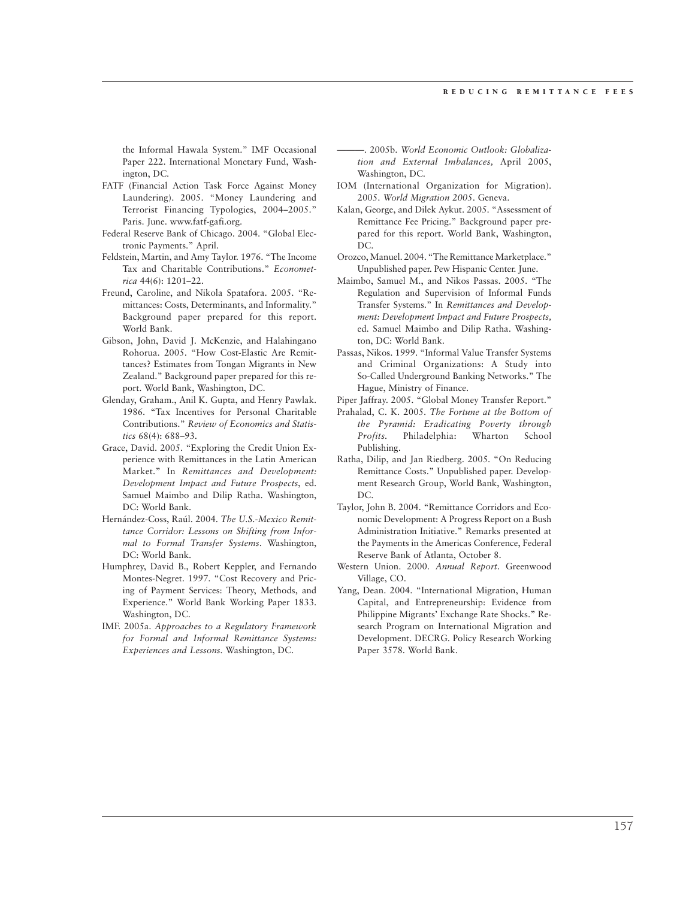the Informal Hawala System." IMF Occasional Paper 222. International Monetary Fund, Washington, DC.

FATF (Financial Action Task Force Against Money Laundering). 2005. "Money Laundering and Terrorist Financing Typologies, 2004–2005." Paris. June. www.fatf-gafi.org.

Federal Reserve Bank of Chicago. 2004. "Global Electronic Payments." April.

Feldstein, Martin, and Amy Taylor. 1976. "The Income Tax and Charitable Contributions." *Econometrica* 44(6): 1201–22.

Freund, Caroline, and Nikola Spatafora. 2005. "Remittances: Costs, Determinants, and Informality." Background paper prepared for this report. World Bank.

Gibson, John, David J. McKenzie, and Halahingano Rohorua. 2005. "How Cost-Elastic Are Remittances? Estimates from Tongan Migrants in New Zealand." Background paper prepared for this report. World Bank, Washington, DC.

Glenday, Graham., Anil K. Gupta, and Henry Pawlak. 1986. "Tax Incentives for Personal Charitable Contributions." *Review of Economics and Statistics* 68(4): 688–93.

Grace, David. 2005. "Exploring the Credit Union Experience with Remittances in the Latin American Market." In *Remittances and Development: Development Impact and Future Prospects*, ed. Samuel Maimbo and Dilip Ratha. Washington, DC: World Bank.

Hernández-Coss, Raúl. 2004. *The U.S.-Mexico Remittance Corridor: Lessons on Shifting from Informal to Formal Transfer Systems*. Washington, DC: World Bank.

Humphrey, David B., Robert Keppler, and Fernando Montes-Negret. 1997. "Cost Recovery and Pricing of Payment Services: Theory, Methods, and Experience." World Bank Working Paper 1833. Washington, DC.

IMF. 2005a. *Approaches to a Regulatory Framework for Formal and Informal Remittance Systems: Experiences and Lessons.* Washington, DC.

———. 2005b. *World Economic Outlook: Globalization and External Imbalances,* April 2005, Washington, DC.

IOM (International Organization for Migration). 2005. *World Migration 2005*. Geneva.

Kalan, George, and Dilek Aykut. 2005. "Assessment of Remittance Fee Pricing." Background paper prepared for this report. World Bank, Washington, DC.

Orozco, Manuel. 2004. "The Remittance Marketplace." Unpublished paper. Pew Hispanic Center. June.

Maimbo, Samuel M., and Nikos Passas. 2005. "The Regulation and Supervision of Informal Funds Transfer Systems." In *Remittances and Development: Development Impact and Future Prospects,* ed. Samuel Maimbo and Dilip Ratha. Washington, DC: World Bank.

Passas, Nikos. 1999. "Informal Value Transfer Systems and Criminal Organizations: A Study into So-Called Underground Banking Networks." The Hague, Ministry of Finance.

Piper Jaffray. 2005. "Global Money Transfer Report."

Prahalad, C. K. 2005. *The Fortune at the Bottom of the Pyramid: Eradicating Poverty through Profits.* Philadelphia: Wharton School Publishing.

Ratha, Dilip, and Jan Riedberg. 2005. "On Reducing Remittance Costs." Unpublished paper. Development Research Group, World Bank, Washington, DC.

Taylor, John B. 2004. "Remittance Corridors and Economic Development: A Progress Report on a Bush Administration Initiative." Remarks presented at the Payments in the Americas Conference, Federal Reserve Bank of Atlanta, October 8.

Western Union. 2000. *Annual Report.* Greenwood Village, CO.

Yang, Dean. 2004. "International Migration, Human Capital, and Entrepreneurship: Evidence from Philippine Migrants' Exchange Rate Shocks." Research Program on International Migration and Development. DECRG. Policy Research Working Paper 3578. World Bank.